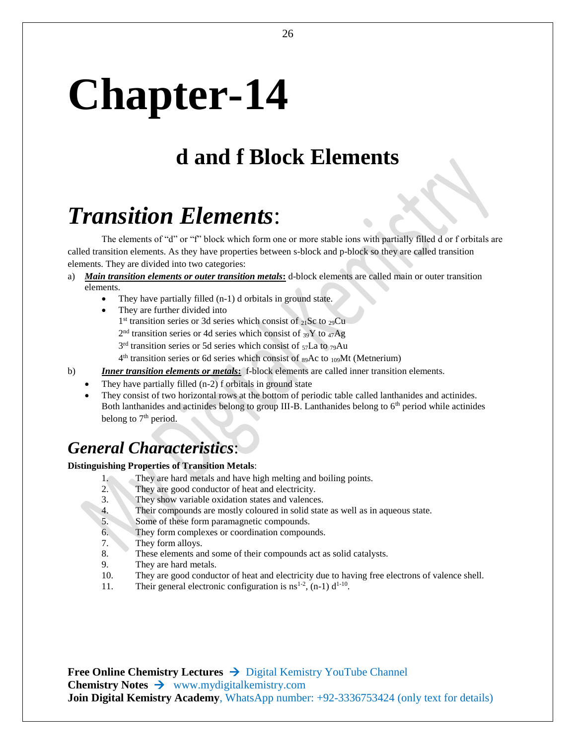# Chapter-14

## d and f Block Elements

# *Transition Elements*:

The elements of "d" or "f" block which form one or more stable ions with partially filled d or f orbitals are called transition elements. As they have properties between s-block and p-block so they are called transition elements. They are divided into two categories:

a) ***Main transition elements or outer transition metals*:** d-block elements are called main or outer transition elements.
   - They have partially filled (n-1) d orbitals in ground state.
   - They are further divided into
     1st transition series or 3d series which consist of $_{21}Sc$ to $_{29}Cu$
     2nd transition series or 4d series which consist of $_{39}Y$ to $_{47}Ag$
     3rd transition series or 5d series which consist of $_{57}La$ to $_{79}Au$
     4th transition series or 6d series which consist of $_{89}Ac$ to $_{109}Mt$ (Metnerium)

b) ***Inner transition elements or metals*:** f-block elements are called inner transition elements.
   - They have partially filled (n-2) f orbitals in ground state
   - They consist of two horizontal rows at the bottom of periodic table called lanthanides and actinides. Both lanthanides and actinides belong to group III-B. Lanthanides belong to 6th period while actinides belong to 7th period.

## *General Characteristics*:

**Distinguishing Properties of Transition Metals**:

1. They are hard metals and have high melting and boiling points.
2. They are good conductor of heat and electricity.
3. They show variable oxidation states and valences.
4. Their compounds are mostly coloured in solid state as well as in aqueous state.
5. Some of these form paramagnetic compounds.
6. They form complexes or coordination compounds.
7. They form alloys.
8. These elements and some of their compounds act as solid catalysts.
9. They are hard metals.
10. They are good conductor of heat and electricity due to having free electrons of valence shell.
11. Their general electronic configuration is $ns^{1-2}$, $(n-1)\ d^{1-10}$.

**Free Online Chemistry Lectures** → Digital Kemistry YouTube Channel
**Chemistry Notes** → www.mydigitalkemistry.com
**Join Digital Kemistry Academy**, WhatsApp number: +92-3336753424 (only text for details)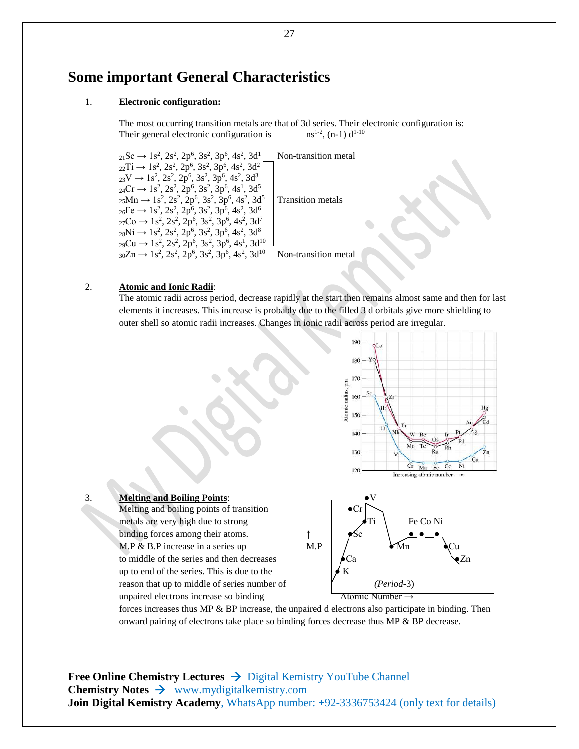# Some important General Characteristics

1. **Electronic configuration:**

The most occurring transition metals are that of 3d series. Their electronic configuration is:
Their general electronic configuration is $ns^{1-2}, (n-1)\ d^{1-10}$

$_{21}Sc \rightarrow 1s^2, 2s^2, 2p^6, 3s^2, 3p^6, 4s^2, 3d^1$ — Non-transition metal

$_{22}Ti \rightarrow 1s^2, 2s^2, 2p^6, 3s^2, 3p^6, 4s^2, 3d^2$
$_{23}V \rightarrow 1s^2, 2s^2, 2p^6, 3s^2, 3p^6, 4s^2, 3d^3$
$_{24}Cr \rightarrow 1s^2, 2s^2, 2p^6, 3s^2, 3p^6, 4s^1, 3d^5$
$_{25}Mn \rightarrow 1s^2, 2s^2, 2p^6, 3s^2, 3p^6, 4s^2, 3d^5$ — Transition metals
$_{26}Fe \rightarrow 1s^2, 2s^2, 2p^6, 3s^2, 3p^6, 4s^2, 3d^6$
$_{27}Co \rightarrow 1s^2, 2s^2, 2p^6, 3s^2, 3p^6, 4s^2, 3d^7$
$_{28}Ni \rightarrow 1s^2, 2s^2, 2p^6, 3s^2, 3p^6, 4s^2, 3d^8$
$_{29}Cu \rightarrow 1s^2, 2s^2, 2p^6, 3s^2, 3p^6, 4s^1, 3d^{10}$

$_{30}Zn \rightarrow 1s^2, 2s^2, 2p^6, 3s^2, 3p^6, 4s^2, 3d^{10}$ — Non-transition metal

2. **Atomic and Ionic Radii**:

The atomic radii across period, decrease rapidly at the start then remains almost same and then for last elements it increases. This increase is probably due to the filled 3 d orbitals give more shielding to outer shell so atomic radii increases. Changes in ionic radii across period are irregular.

3. **Melting and Boiling Points**:

Melting and boiling points of transition metals are very high due to strong binding forces among their atoms. M.P & B.P increase in a series up to middle of the series and then decreases up to end of the series. This is due to the reason that up to middle of series number of unpaired electrons increase so binding forces increases thus MP & BP increase, the unpaired d electrons also participate in binding. Then onward pairing of electrons take place so binding forces decrease thus MP & BP decrease.

(*Period*-3)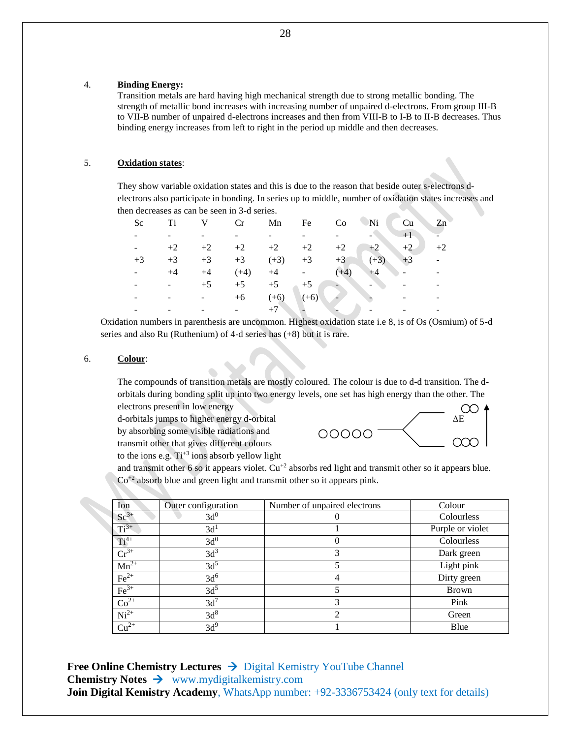4. **Binding Energy:**
Transition metals are hard having high mechanical strength due to strong metallic bonding. The strength of metallic bond increases with increasing number of unpaired d-electrons. From group III-B to VII-B number of unpaired d-electrons increases and then from VIII-B to I-B to II-B decreases. Thus binding energy increases from left to right in the period up middle and then decreases.

5. **Oxidation states**:

They show variable oxidation states and this is due to the reason that beside outer s-electrons d-electrons also participate in bonding. In series up to middle, number of oxidation states increases and then decreases as can be seen in 3-d series.

| Sc | Ti | V | Cr | Mn | Fe | Co | Ni | Cu | Zn |
|---|---|---|---|---|---|---|---|---|---|
| - | - | - | - | - | - | - | - | +1 | - |
| - | +2 | +2 | +2 | +2 | +2 | +2 | +2 | +2 | +2 |
| +3 | +3 | +3 | +3 | (+3) | +3 | +3 | (+3) | +3 | - |
| - | +4 | +4 | (+4) | +4 | - | (+4) | +4 | - | - |
| - | - | +5 | +5 | +5 | +5 | - | - | - | - |
| - | - | - | +6 | (+6) | (+6) | - | - | - | - |
| - | - | - | - | +7 | - | - | - | - | - |

Oxidation numbers in parenthesis are uncommon. Highest oxidation state i.e 8, is of Os (Osmium) of 5-d series and also Ru (Ruthenium) of 4-d series has (+8) but it is rare.

6. **Colour**:

The compounds of transition metals are mostly coloured. The colour is due to d-d transition. The d-orbitals during bonding split up into two energy levels, one set has high energy than the other. The electrons present in low energy d-orbitals jumps to higher energy d-orbital by absorbing some visible radiations and transmit other that gives different colours to the ions e.g. $Ti^{+3}$ ions absorb yellow light and transmit other 6 so it appears violet. $Cu^{+2}$ absorbs red light and transmit other so it appears blue. $Co^{+2}$ absorb blue and green light and transmit other so it appears pink.

| Ion | Outer configuration | Number of unpaired electrons | Colour |
|---|---|---|---|
| $Sc^{3+}$ | $3d^0$ | 0 | Colourless |
| $Ti^{3+}$ | $3d^1$ | 1 | Purple or violet |
| $Ti^{4+}$ | $3d^0$ | 0 | Colourless |
| $Cr^{3+}$ | $3d^3$ | 3 | Dark green |
| $Mn^{2+}$ | $3d^5$ | 5 | Light pink |
| $Fe^{2+}$ | $3d^6$ | 4 | Dirty green |
| $Fe^{3+}$ | $3d^5$ | 5 | Brown |
| $Co^{2+}$ | $3d^7$ | 3 | Pink |
| $Ni^{2+}$ | $3d^8$ | 2 | Green |
| $Cu^{2+}$ | $3d^9$ | 1 | Blue |

**Free Online Chemistry Lectures** → Digital Kemistry YouTube Channel
**Chemistry Notes** → www.mydigitalkemistry.com
**Join Digital Kemistry Academy**, WhatsApp number: +92-3336753424 (only text for details)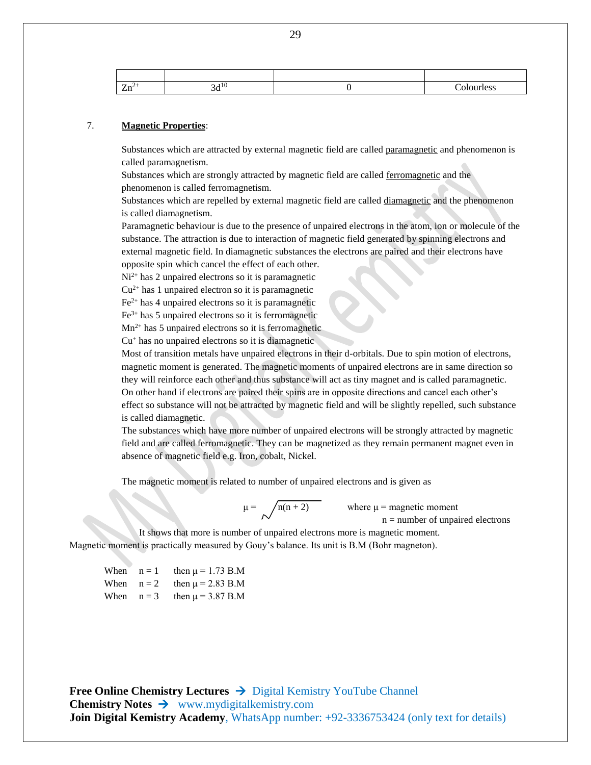| | | | |
|---|---|---|---|
| $Zn^{2+}$ | $3d^{10}$ | 0 | Colourless |

7. **Magnetic Properties**:

Substances which are attracted by external magnetic field are called paramagnetic and phenomenon is called paramagnetism.
Substances which are strongly attracted by magnetic field are called ferromagnetic and the phenomenon is called ferromagnetism.
Substances which are repelled by external magnetic field are called diamagnetic and the phenomenon is called diamagnetism.
Paramagnetic behaviour is due to the presence of unpaired electrons in the atom, ion or molecule of the substance. The attraction is due to interaction of magnetic field generated by spinning electrons and external magnetic field. In diamagnetic substances the electrons are paired and their electrons have opposite spin which cancel the effect of each other.
$Ni^{2+}$ has 2 unpaired electrons so it is paramagnetic
$Cu^{2+}$ has 1 unpaired electron so it is paramagnetic
$Fe^{2+}$ has 4 unpaired electrons so it is paramagnetic
$Fe^{3+}$ has 5 unpaired electrons so it is ferromagnetic
$Mn^{2+}$ has 5 unpaired electrons so it is ferromagnetic
$Cu^{+}$ has no unpaired electrons so it is diamagnetic
Most of transition metals have unpaired electrons in their d-orbitals. Due to spin motion of electrons, magnetic moment is generated. The magnetic moments of unpaired electrons are in same direction so they will reinforce each other and thus substance will act as tiny magnet and is called paramagnetic. On other hand if electrons are paired their spins are in opposite directions and cancel each other's effect so substance will not be attracted by magnetic field and will be slightly repelled, such substance is called diamagnetic.
The substances which have more number of unpaired electrons will be strongly attracted by magnetic field and are called ferromagnetic. They can be magnetized as they remain permanent magnet even in absence of magnetic field e.g. Iron, cobalt, Nickel.

The magnetic moment is related to number of unpaired electrons and is given as

$$\mu = \sqrt{n(n+2)}$$

where $\mu$ = magnetic moment
$n$ = number of unpaired electrons

It shows that more is number of unpaired electrons more is magnetic moment.
Magnetic moment is practically measured by Gouy's balance. Its unit is B.M (Bohr magneton).

When $n = 1$ then $\mu = 1.73$ B.M
When $n = 2$ then $\mu = 2.83$ B.M
When $n = 3$ then $\mu = 3.87$ B.M

**Free Online Chemistry Lectures** → Digital Kemistry YouTube Channel
**Chemistry Notes** → www.mydigitalkemistry.com
**Join Digital Kemistry Academy**, WhatsApp number: +92-3336753424 (only text for details)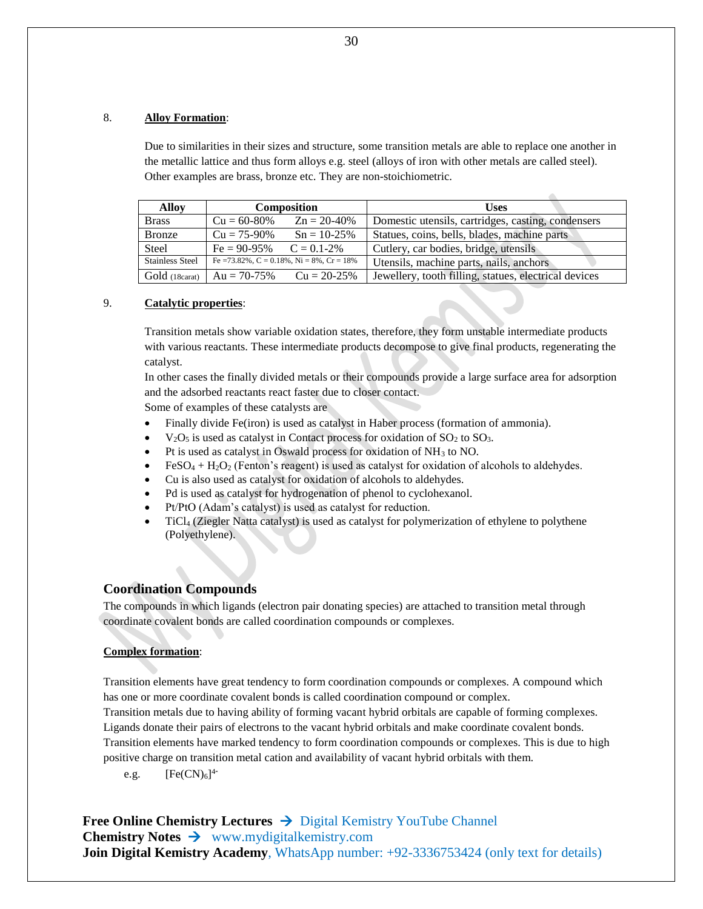8. **Alloy Formation**:

Due to similarities in their sizes and structure, some transition metals are able to replace one another in the metallic lattice and thus form alloys e.g. steel (alloys of iron with other metals are called steel). Other examples are brass, bronze etc. They are non-stoichiometric.

| Alloy | Composition | | Uses |
|---|---|---|---|
| Brass | Cu = 60-80% | Zn = 20-40% | Domestic utensils, cartridges, casting, condensers |
| Bronze | Cu = 75-90% | Sn = 10-25% | Statues, coins, bells, blades, machine parts |
| Steel | Fe = 90-95% | C = 0.1-2% | Cutlery, car bodies, bridge, utensils |
| Stainless Steel | Fe =73.82%, C = 0.18%, Ni = 8%, Cr = 18% | | Utensils, machine parts, nails, anchors |
| Gold (18carat) | Au = 70-75% | Cu = 20-25% | Jewellery, tooth filling, statues, electrical devices |

9. **Catalytic properties**:

Transition metals show variable oxidation states, therefore, they form unstable intermediate products with various reactants. These intermediate products decompose to give final products, regenerating the catalyst.

In other cases the finally divided metals or their compounds provide a large surface area for adsorption and the adsorbed reactants react faster due to closer contact.

Some of examples of these catalysts are

- Finally divide Fe(iron) is used as catalyst in Haber process (formation of ammonia).
- $V_2O_5$ is used as catalyst in Contact process for oxidation of $SO_2$ to $SO_3$.
- Pt is used as catalyst in Oswald process for oxidation of $NH_3$ to NO.
- $FeSO_4 + H_2O_2$ (Fenton's reagent) is used as catalyst for oxidation of alcohols to aldehydes.
- Cu is also used as catalyst for oxidation of alcohols to aldehydes.
- Pd is used as catalyst for hydrogenation of phenol to cyclohexanol.
- Pt/PtO (Adam's catalyst) is used as catalyst for reduction.
- $TiCl_4$ (Ziegler Natta catalyst) is used as catalyst for polymerization of ethylene to polythene (Polyethylene).

## Coordination Compounds

The compounds in which ligands (electron pair donating species) are attached to transition metal through coordinate covalent bonds are called coordination compounds or complexes.

**Complex formation**:

Transition elements have great tendency to form coordination compounds or complexes. A compound which has one or more coordinate covalent bonds is called coordination compound or complex.

Transition metals due to having ability of forming vacant hybrid orbitals are capable of forming complexes. Ligands donate their pairs of electrons to the vacant hybrid orbitals and make coordinate covalent bonds.

Transition elements have marked tendency to form coordination compounds or complexes. This is due to high positive charge on transition metal cation and availability of vacant hybrid orbitals with them.

e.g. $[Fe(CN)_6]^{4-}$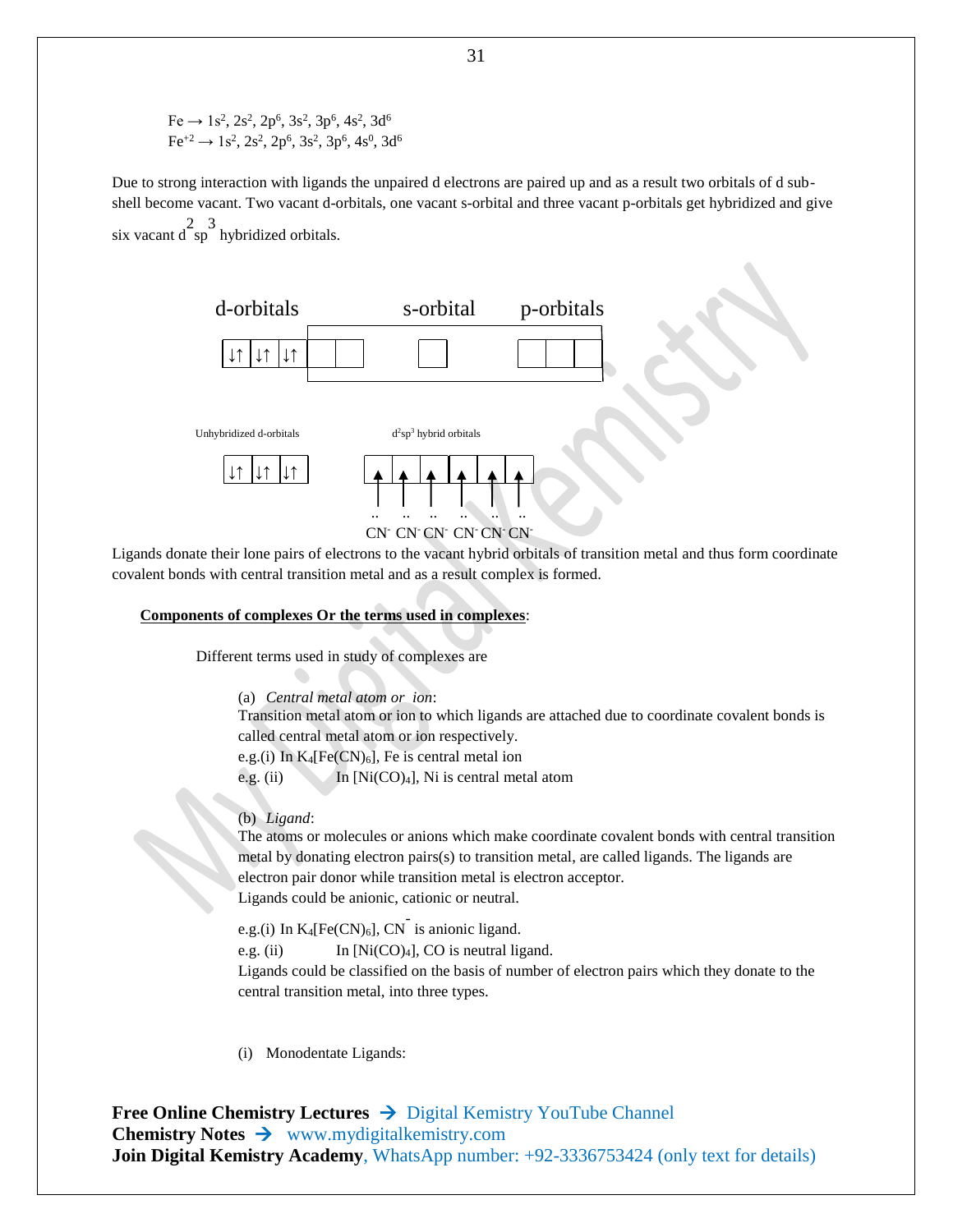$Fe \rightarrow 1s^2, 2s^2, 2p^6, 3s^2, 3p^6, 4s^2, 3d^6$

$Fe^{+2} \rightarrow 1s^2, 2s^2, 2p^6, 3s^2, 3p^6, 4s^0, 3d^6$

Due to strong interaction with ligands the unpaired d electrons are paired up and as a result two orbitals of d sub-shell become vacant. Two vacant d-orbitals, one vacant s-orbital and three vacant p-orbitals get hybridized and give six vacant $d^2sp^3$ hybridized orbitals.

d-orbitals | s-orbital | p-orbitals

| ↓↑ | ↓↑ | ↓↑ | | | | | | |
|---|---|---|---|---|---|---|---|---|

Unhybridized d-orbitals | $d^2sp^3$ hybrid orbitals

| ↓↑ | ↓↑ | ↓↑ |
|---|---|---|

| ↑ | ↑ | ↑ | ↑ | ↑ | ↑ |
|---|---|---|---|---|---|
| $CN^-$ | $CN^-$ | $CN^-$ | $CN^-$ | $CN^-$ | $CN^-$ |

Ligands donate their lone pairs of electrons to the vacant hybrid orbitals of transition metal and thus form coordinate covalent bonds with central transition metal and as a result complex is formed.

**Components of complexes Or the terms used in complexes**:

Different terms used in study of complexes are

(a) *Central metal atom or ion*:

Transition metal atom or ion to which ligands are attached due to coordinate covalent bonds is called central metal atom or ion respectively.

e.g.(i) In $K_4[Fe(CN)_6]$, Fe is central metal ion

e.g. (ii) In $[Ni(CO)_4]$, Ni is central metal atom

(b) *Ligand*:

The atoms or molecules or anions which make coordinate covalent bonds with central transition metal by donating electron pairs(s) to transition metal, are called ligands. The ligands are electron pair donor while transition metal is electron acceptor.

Ligands could be anionic, cationic or neutral.

e.g.(i) In $K_4[Fe(CN)_6]$, $CN^-$ is anionic ligand.

e.g. (ii) In $[Ni(CO)_4]$, CO is neutral ligand.

Ligands could be classified on the basis of number of electron pairs which they donate to the central transition metal, into three types.

(i) Monodentate Ligands:

**Free Online Chemistry Lectures** → Digital Kemistry YouTube Channel
**Chemistry Notes** → www.mydigitalkemistry.com
**Join Digital Kemistry Academy**, WhatsApp number: +92-3336753424 (only text for details)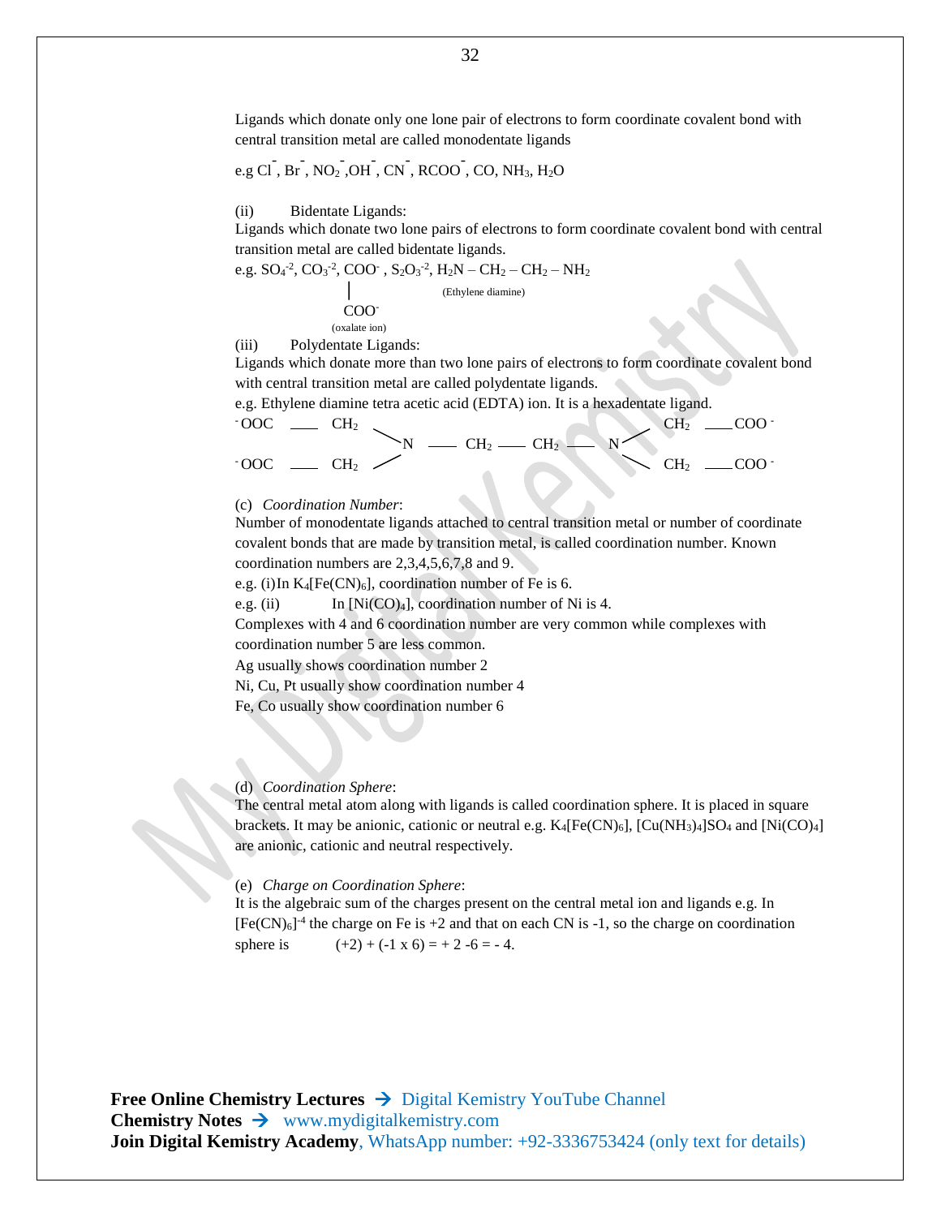Ligands which donate only one lone pair of electrons to form coordinate covalent bond with central transition metal are called monodentate ligands

e.g $Cl^-$, $Br^-$, $NO_2^-$, $OH^-$, $CN^-$, $RCOO^-$, CO, $NH_3$, $H_2O$

(ii) Bidentate Ligands:

Ligands which donate two lone pairs of electrons to form coordinate covalent bond with central transition metal are called bidentate ligands.

e.g. $SO_4^{-2}$, $CO_3^{-2}$, $COO^-$, $S_2O_3^{-2}$, $H_2N – CH_2 – CH_2 – NH_2$ (Ethylene diamine)

```
COO-
 |
COO-
(oxalate ion)
```

(iii) Polydentate Ligands:

Ligands which donate more than two lone pairs of electrons to form coordinate covalent bond with central transition metal are called polydentate ligands.

e.g. Ethylene diamine tetra acetic acid (EDTA) ion. It is a hexadentate ligand.

```
-OOC ___ CH2                                   CH2 ___COO-
             \                                /
              N ___ CH2 ___ CH2 ___ N
             /                                \
-OOC ___ CH2                                   CH2 ___COO-
```

(c) *Coordination Number*:

Number of monodentate ligands attached to central transition metal or number of coordinate covalent bonds that are made by transition metal, is called coordination number. Known coordination numbers are 2,3,4,5,6,7,8 and 9.

e.g. (i) In $K_4[Fe(CN)_6]$, coordination number of Fe is 6.

e.g. (ii) In $[Ni(CO)_4]$, coordination number of Ni is 4.

Complexes with 4 and 6 coordination number are very common while complexes with coordination number 5 are less common.

Ag usually shows coordination number 2

Ni, Cu, Pt usually show coordination number 4

Fe, Co usually show coordination number 6

(d) *Coordination Sphere*:

The central metal atom along with ligands is called coordination sphere. It is placed in square brackets. It may be anionic, cationic or neutral e.g. $K_4[Fe(CN)_6]$, $[Cu(NH_3)_4]SO_4$ and $[Ni(CO)_4]$ are anionic, cationic and neutral respectively.

(e) *Charge on Coordination Sphere*:

It is the algebraic sum of the charges present on the central metal ion and ligands e.g. In $[Fe(CN)_6]^{-4}$ the charge on Fe is +2 and that on each CN is -1, so the charge on coordination sphere is $(+2) + (-1 \times 6) = +2 - 6 = -4$.

**Free Online Chemistry Lectures** → Digital Kemistry YouTube Channel
**Chemistry Notes** → www.mydigitalkemistry.com
**Join Digital Kemistry Academy**, WhatsApp number: +92-3336753424 (only text for details)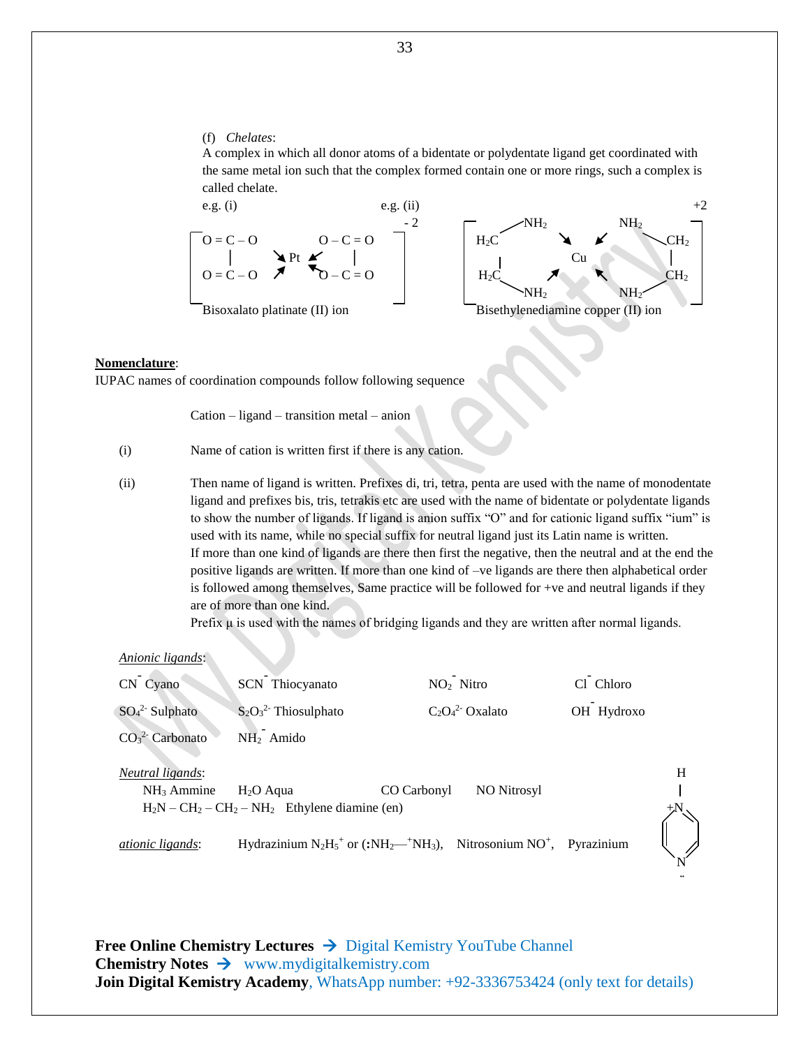(f) *Chelates*:

A complex in which all donor atoms of a bidentate or polydentate ligand get coordinated with the same metal ion such that the complex formed contain one or more rings, such a complex is called chelate.

e.g. (i)

$$\left[\begin{array}{ccc} O=C-O & & O-C=O \\ | & \searrow Pt \swarrow & | \\ O=C-O & \nearrow \quad \nwarrow & O-C=O \end{array}\right]^{-2}$$

Bisoxalato platinate (II) ion

e.g. (ii)

$$\left[\begin{array}{ccccc} & NH_2 & & NH_2 & \\ H_2C & & \searrow \quad \swarrow & & CH_2 \\ | & & Cu & & | \\ H_2C & & \nearrow \quad \nwarrow & & CH_2 \\ & NH_2 & & NH_2 & \end{array}\right]^{+2}$$

Bisethylenediamine copper (II) ion

**Nomenclature**:

IUPAC names of coordination compounds follow following sequence

Cation – ligand – transition metal – anion

(i) Name of cation is written first if there is any cation.

(ii) Then name of ligand is written. Prefixes di, tri, tetra, penta are used with the name of monodentate ligand and prefixes bis, tris, tetrakis etc are used with the name of bidentate or polydentate ligands to show the number of ligands. If ligand is anion suffix "O" and for cationic ligand suffix "ium" is used with its name, while no special suffix for neutral ligand just its Latin name is written.

If more than one kind of ligands are there then first the negative, then the neutral and at the end the positive ligands are written. If more than one kind of –ve ligands are there then alphabetical order is followed among themselves, Same practice will be followed for +ve and neutral ligands if they are of more than one kind.

Prefix μ is used with the names of bridging ligands and they are written after normal ligands.

*Anionic ligands*:

| | | | |
|---|---|---|---|
| $CN^-$ Cyano | $SCN^-$ Thiocyanato | $NO_2^-$ Nitro | $Cl^-$ Chloro |
| $SO_4^{2-}$ Sulphato | $S_2O_3^{2-}$ Thiosulphato | $C_2O_4^{2-}$ Oxalato | $OH^-$ Hydroxo |
| $CO_3^{2-}$ Carbonato | $NH_2^-$ Amido | | |

*Neutral ligands*:

$NH_3$ Ammine   $H_2O$ Aqua   CO Carbonyl   NO Nitrosyl

$H_2N-CH_2-CH_2-NH_2$ Ethylene diamine (en)

*ationic ligands*: Hydrazinium $N_2H_5^+$ or ($:NH_2—^+NH_3$), Nitrosonium $NO^+$, Pyrazinium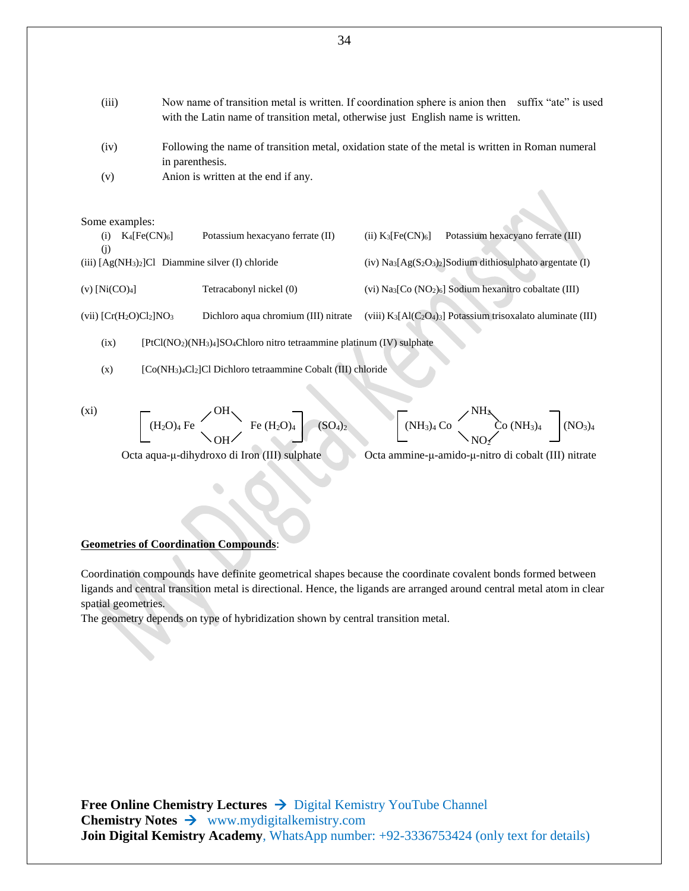(iii) Now name of transition metal is written. If coordination sphere is anion then suffix "ate" is used with the Latin name of transition metal, otherwise just English name is written.

(iv) Following the name of transition metal, oxidation state of the metal is written in Roman numeral in parenthesis.

(v) Anion is written at the end if any.

Some examples:

(i) $K_4[Fe(CN)_6]$ Potassium hexacyano ferrate (II)

(ii) $K_3[Fe(CN)_6]$ Potassium hexacyano ferrate (III)

(j)

(iii) $[Ag(NH_3)_2]Cl$ Diammine silver (I) chloride

(iv) $Na_3[Ag(S_2O_3)_2]$ Sodium dithiosulphato argentate (I)

(v) $[Ni(CO)_4]$ Tetracabonyl nickel (0)

(vi) $Na_3[Co(NO_2)_6]$ Sodium hexanitro cobaltate (III)

(vii) $[Cr(H_2O)Cl_2]NO_3$ Dichloro aqua chromium (III) nitrate

(viii) $K_3[Al(C_2O_4)_3]$ Potassium trisoxalato aluminate (III)

(ix) $[PtCl(NO_2)(NH_3)_4]SO_4$ Chloro nitro tetraammine platinum (IV) sulphate

(x) $[Co(NH_3)_4Cl_2]Cl$ Dichloro tetraammine Cobalt (III) chloride

(xi) $\left[(H_2O)_4Fe\langle^{OH}_{OH}\rangle Fe(H_2O)_4\right](SO_4)_2$

Octa aqua-μ-dihydroxo di Iron (III) sulphate

$\left[(NH_3)_4Co\langle^{NH_2}_{NO_2}\rangle Co(NH_3)_4\right](NO_3)_4$

Octa ammine-μ-amido-μ-nitro di cobalt (III) nitrate

**Geometries of Coordination Compounds**:

Coordination compounds have definite geometrical shapes because the coordinate covalent bonds formed between ligands and central transition metal is directional. Hence, the ligands are arranged around central metal atom in clear spatial geometries.

The geometry depends on type of hybridization shown by central transition metal.

**Free Online Chemistry Lectures** → Digital Kemistry YouTube Channel
**Chemistry Notes** → www.mydigitalkemistry.com
**Join Digital Kemistry Academy**, WhatsApp number: +92-3336753424 (only text for details)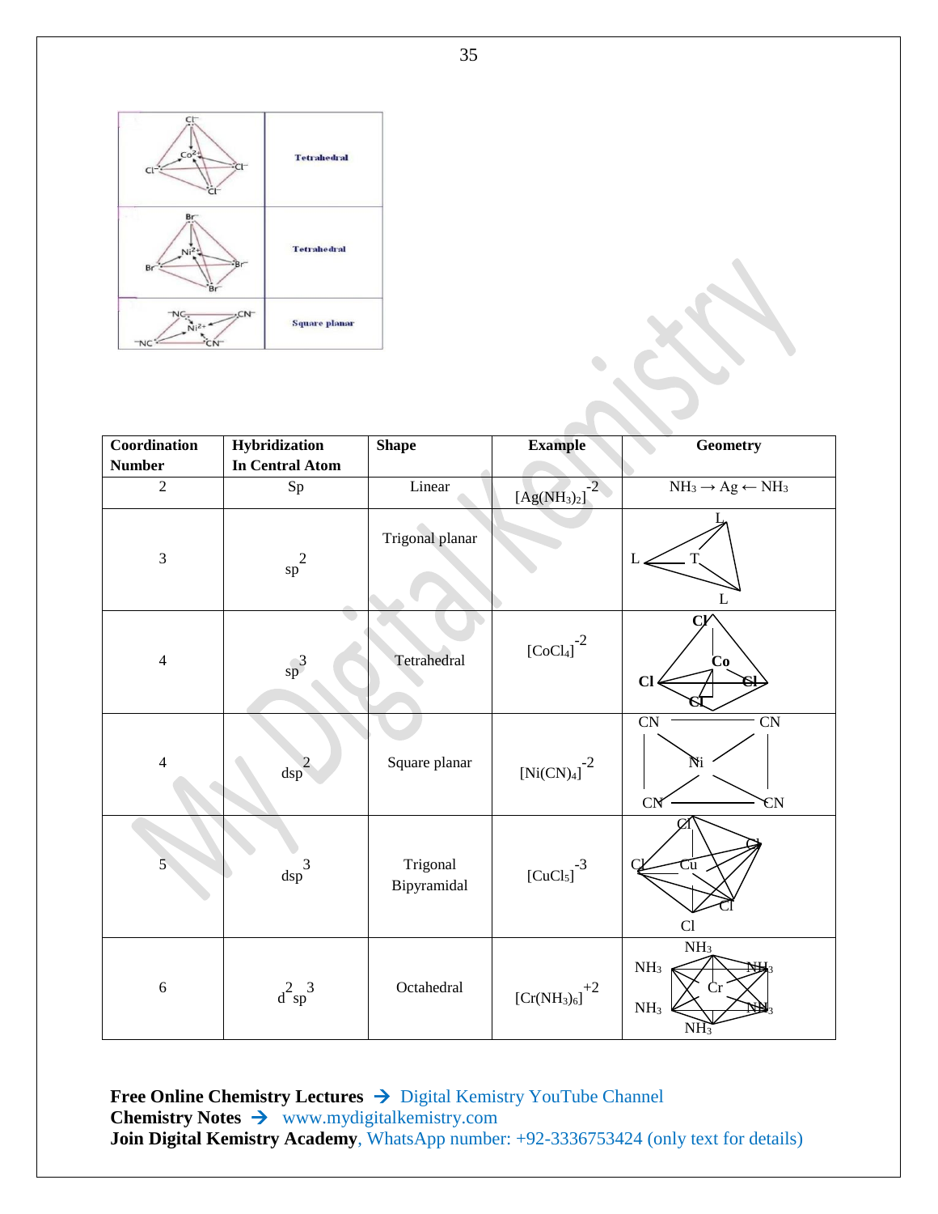| | |
|---|---|
| | Tetrahedral |
| | Tetrahedral |
| | Square planar |

| Coordination Number | Hybridization In Central Atom | Shape | Example | Geometry |
|---|---|---|---|---|
| 2 | Sp | Linear | $[Ag(NH_3)_2]^{-2}$ | $NH_3 \rightarrow Ag \leftarrow NH_3$ |
| 3 | $sp^2$ | Trigonal planar | | |
| 4 | $sp^3$ | Tetrahedral | $[CoCl_4]^{-2}$ | |
| 4 | $dsp^2$ | Square planar | $[Ni(CN)_4]^{-2}$ | |
| 5 | $dsp^3$ | Trigonal Bipyramidal | $[CuCl_5]^{-3}$ | |
| 6 | $d^2sp^3$ | Octahedral | $[Cr(NH_3)_6]^{+2}$ | |

**Free Online Chemistry Lectures** → Digital Kemistry YouTube Channel
**Chemistry Notes** → www.mydigitalkemistry.com
**Join Digital Kemistry Academy**, WhatsApp number: +92-3336753424 (only text for details)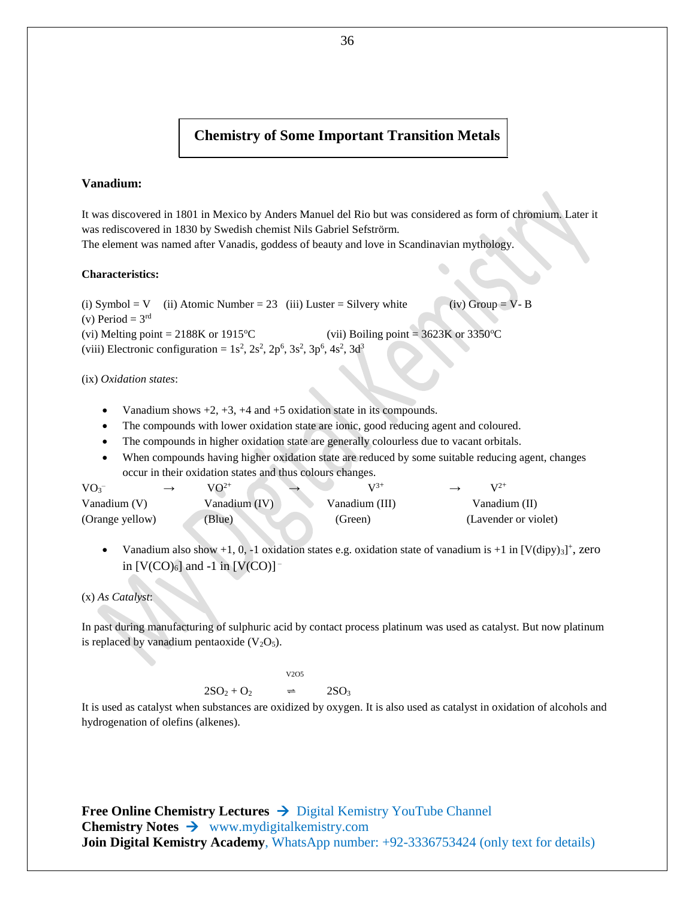# Chemistry of Some Important Transition Metals

## Vanadium:

It was discovered in 1801 in Mexico by Anders Manuel del Rio but was considered as form of chromium. Later it was rediscovered in 1830 by Swedish chemist Nils Gabriel Sefström.
The element was named after Vanadis, goddess of beauty and love in Scandinavian mythology.

### Characteristics:

(i) Symbol = V (ii) Atomic Number = 23 (iii) Luster = Silvery white (iv) Group = V- B
(v) Period = 3rd
(vi) Melting point = 2188K or 1915°C (vii) Boiling point = 3623K or 3350°C
(viii) Electronic configuration = $1s^2, 2s^2, 2p^6, 3s^2, 3p^6, 4s^2, 3d^3$

(ix) *Oxidation states*:

- Vanadium shows +2, +3, +4 and +5 oxidation state in its compounds.
- The compounds with lower oxidation state are ionic, good reducing agent and coloured.
- The compounds in higher oxidation state are generally colourless due to vacant orbitals.
- When compounds having higher oxidation state are reduced by some suitable reducing agent, changes occur in their oxidation states and thus colours changes.

| $VO_3^-$ | → | $VO^{2+}$ | → | $V^{3+}$ | → | $V^{2+}$ |
|---|---|---|---|---|---|---|
| Vanadium (V) | | Vanadium (IV) | | Vanadium (III) | | Vanadium (II) |
| (Orange yellow) | | (Blue) | | (Green) | | (Lavender or violet) |

- Vanadium also show +1, 0, -1 oxidation states e.g. oxidation state of vanadium is +1 in $[V(dipy)_3]^+$, zero in $[V(CO)_6]$ and -1 in $[V(CO)]^-$

(x) *As Catalyst*:

In past during manufacturing of sulphuric acid by contact process platinum was used as catalyst. But now platinum is replaced by vanadium pentaoxide ($V_2O_5$).

$$2SO_2 + O_2 \overset{V_2O_5}{\rightleftharpoons} 2SO_3$$

It is used as catalyst when substances are oxidized by oxygen. It is also used as catalyst in oxidation of alcohols and hydrogenation of olefins (alkenes).

**Free Online Chemistry Lectures** → Digital Kemistry YouTube Channel
**Chemistry Notes** → www.mydigitalkemistry.com
**Join Digital Kemistry Academy**, WhatsApp number: +92-3336753424 (only text for details)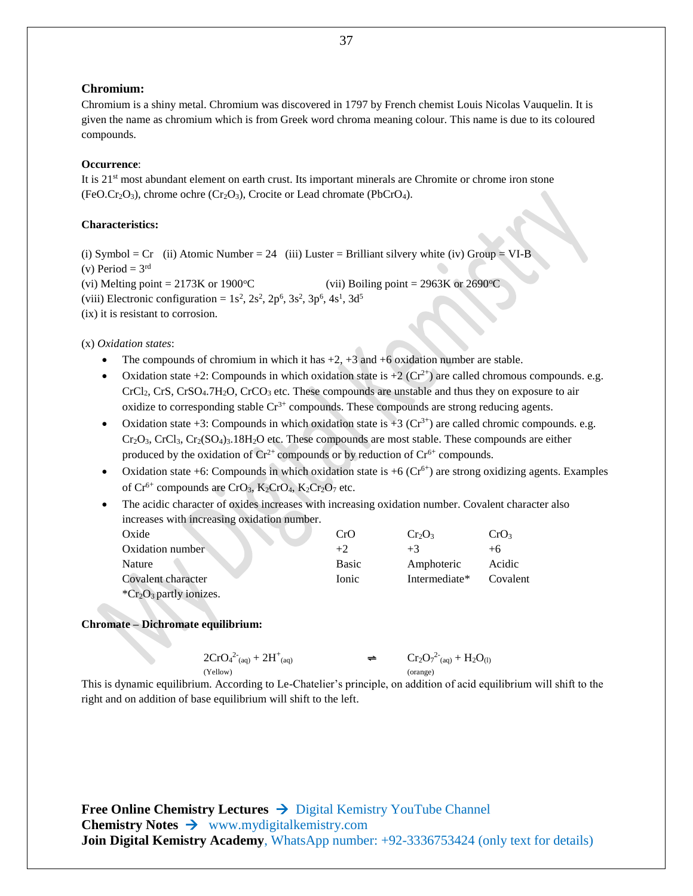## Chromium:

Chromium is a shiny metal. Chromium was discovered in 1797 by French chemist Louis Nicolas Vauquelin. It is given the name as chromium which is from Greek word chroma meaning colour. This name is due to its coloured compounds.

**Occurrence**:

It is 21st most abundant element on earth crust. Its important minerals are Chromite or chrome iron stone ($FeO.Cr_2O_3$), chrome ochre ($Cr_2O_3$), Crocite or Lead chromate ($PbCrO_4$).

**Characteristics:**

(i) Symbol = Cr (ii) Atomic Number = 24 (iii) Luster = Brilliant silvery white (iv) Group = VI-B
(v) Period = 3rd
(vi) Melting point = 2173K or 1900°C (vii) Boiling point = 2963K or 2690°C
(viii) Electronic configuration = $1s^2, 2s^2, 2p^6, 3s^2, 3p^6, 4s^1, 3d^5$
(ix) it is resistant to corrosion.

(x) *Oxidation states*:

- The compounds of chromium in which it has +2, +3 and +6 oxidation number are stable.
- Oxidation state +2: Compounds in which oxidation state is +2 ($Cr^{2+}$) are called chromous compounds. e.g. $CrCl_2$, $CrS$, $CrSO_4.7H_2O$, $CrCO_3$ etc. These compounds are unstable and thus they on exposure to air oxidize to corresponding stable $Cr^{3+}$ compounds. These compounds are strong reducing agents.
- Oxidation state +3: Compounds in which oxidation state is +3 ($Cr^{3+}$) are called chromic compounds. e.g. $Cr_2O_3$, $CrCl_3$, $Cr_2(SO_4)_3.18H_2O$ etc. These compounds are most stable. These compounds are either produced by the oxidation of $Cr^{2+}$ compounds or by reduction of $Cr^{6+}$ compounds.
- Oxidation state +6: Compounds in which oxidation state is +6 ($Cr^{6+}$) are strong oxidizing agents. Examples of $Cr^{6+}$ compounds are $CrO_3$, $K_2CrO_4$, $K_2Cr_2O_7$ etc.
- The acidic character of oxides increases with increasing oxidation number. Covalent character also increases with increasing oxidation number.

| Oxide | $CrO$ | $Cr_2O_3$ | $CrO_3$ |
|---|---|---|---|
| Oxidation number | +2 | +3 | +6 |
| Nature | Basic | Amphoteric | Acidic |
| Covalent character | Ionic | Intermediate* | Covalent |

*$Cr_2O_3$ partly ionizes.

**Chromate – Dichromate equilibrium:**

$$\underset{\text{(Yellow)}}{2CrO_4^{2-}{}_{(aq)}} + 2H^+_{(aq)} \rightleftharpoons \underset{\text{(orange)}}{Cr_2O_7^{2-}{}_{(aq)}} + H_2O_{(l)}$$

This is dynamic equilibrium. According to Le-Chatelier's principle, on addition of acid equilibrium will shift to the right and on addition of base equilibrium will shift to the left.

**Free Online Chemistry Lectures** → Digital Kemistry YouTube Channel
**Chemistry Notes** → www.mydigitalkemistry.com
**Join Digital Kemistry Academy**, WhatsApp number: +92-3336753424 (only text for details)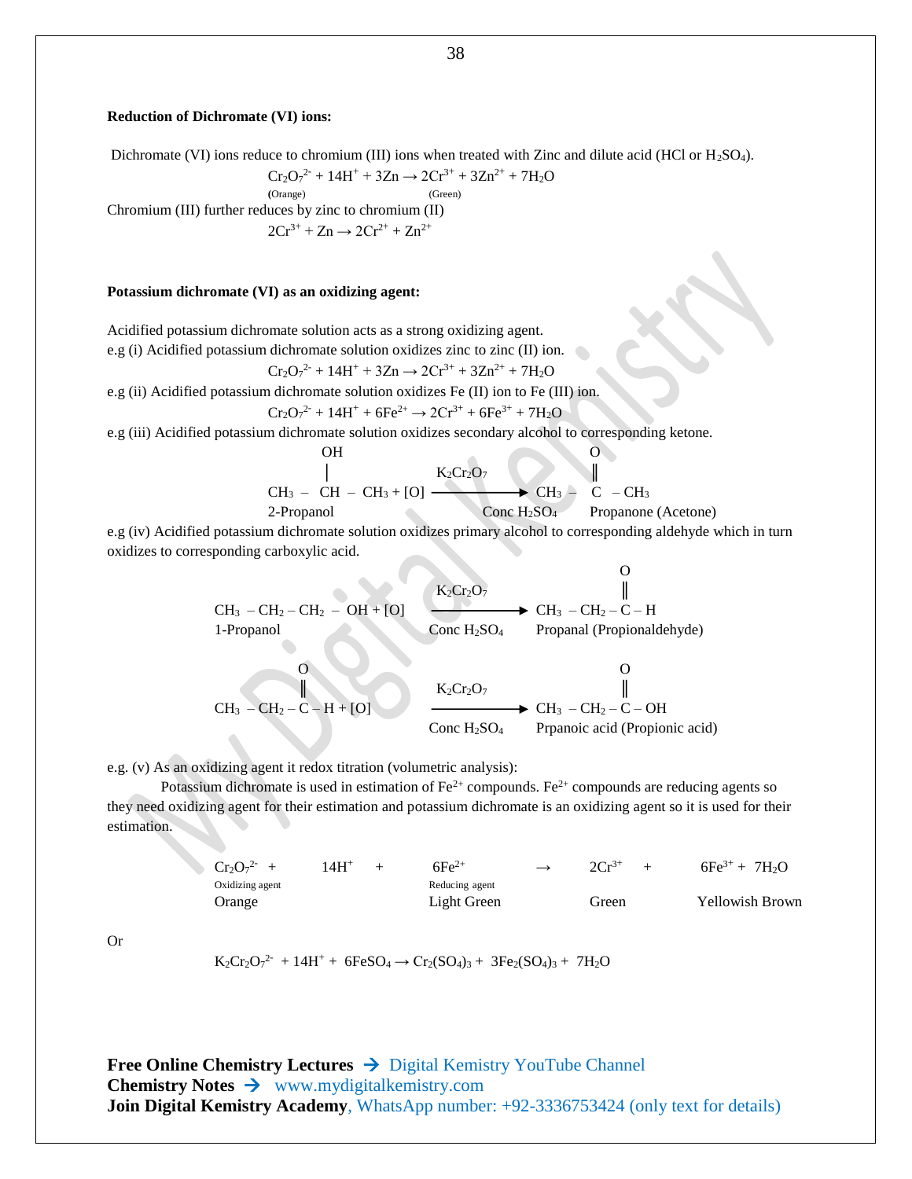**Reduction of Dichromate (VI) ions:**

Dichromate (VI) ions reduce to chromium (III) ions when treated with Zinc and dilute acid (HCl or $H_2SO_4$).

$$\underset{\text{(Orange)}}{Cr_2O_7^{2-}} + 14H^+ + 3Zn \rightarrow \underset{\text{(Green)}}{2Cr^{3+}} + 3Zn^{2+} + 7H_2O$$

Chromium (III) further reduces by zinc to chromium (II)

$$2Cr^{3+} + Zn \rightarrow 2Cr^{2+} + Zn^{2+}$$

**Potassium dichromate (VI) as an oxidizing agent:**

Acidified potassium dichromate solution acts as a strong oxidizing agent.

e.g (i) Acidified potassium dichromate solution oxidizes zinc to zinc (II) ion.

$$Cr_2O_7^{2-} + 14H^+ + 3Zn \rightarrow 2Cr^{3+} + 3Zn^{2+} + 7H_2O$$

e.g (ii) Acidified potassium dichromate solution oxidizes Fe (II) ion to Fe (III) ion.

$$Cr_2O_7^{2-} + 14H^+ + 6Fe^{2+} \rightarrow 2Cr^{3+} + 6Fe^{3+} + 7H_2O$$

e.g (iii) Acidified potassium dichromate solution oxidizes secondary alcohol to corresponding ketone.

$$\underset{\text{2-Propanol}}{CH_3 - \overset{\overset{\displaystyle OH}{|}}{CH} - CH_3} + [O] \xrightarrow[\text{Conc } H_2SO_4]{K_2Cr_2O_7} \underset{\text{Propanone (Acetone)}}{CH_3 - \overset{\overset{\displaystyle O}{\|}}{C} - CH_3}$$

e.g (iv) Acidified potassium dichromate solution oxidizes primary alcohol to corresponding aldehyde which in turn oxidizes to corresponding carboxylic acid.

$$\underset{\text{1-Propanol}}{CH_3 - CH_2 - CH_2 - OH} + [O] \xrightarrow[\text{Conc } H_2SO_4]{K_2Cr_2O_7} \underset{\text{Propanal (Propionaldehyde)}}{CH_3 - CH_2 - \overset{\overset{\displaystyle O}{\|}}{C} - H}$$

$$CH_3 - CH_2 - \overset{\overset{\displaystyle O}{\|}}{C} - H + [O] \xrightarrow[\text{Conc } H_2SO_4]{K_2Cr_2O_7} \underset{\text{Prpanoic acid (Propionic acid)}}{CH_3 - CH_2 - \overset{\overset{\displaystyle O}{\|}}{C} - OH}$$

e.g. (v) As an oxidizing agent it redox titration (volumetric analysis):

Potassium dichromate is used in estimation of $Fe^{2+}$ compounds. $Fe^{2+}$ compounds are reducing agents so they need oxidizing agent for their estimation and potassium dichromate is an oxidizing agent so it is used for their estimation.

$$\underset{\substack{\text{Oxidizing agent}\\ \text{Orange}}}{Cr_2O_7^{2-}} + 14H^+ + \underset{\substack{\text{Reducing agent}\\ \text{Light Green}}}{6Fe^{2+}} \rightarrow \underset{\text{Green}}{2Cr^{3+}} + \underset{\text{Yellowish Brown}}{6Fe^{3+}} + 7H_2O$$

Or

$$K_2Cr_2O_7^{2-} + 14H^+ + 6FeSO_4 \rightarrow Cr_2(SO_4)_3 + 3Fe_2(SO_4)_3 + 7H_2O$$

**Free Online Chemistry Lectures** → Digital Kemistry YouTube Channel
**Chemistry Notes** → www.mydigitalkemistry.com
**Join Digital Kemistry Academy**, WhatsApp number: +92-3336753424 (only text for details)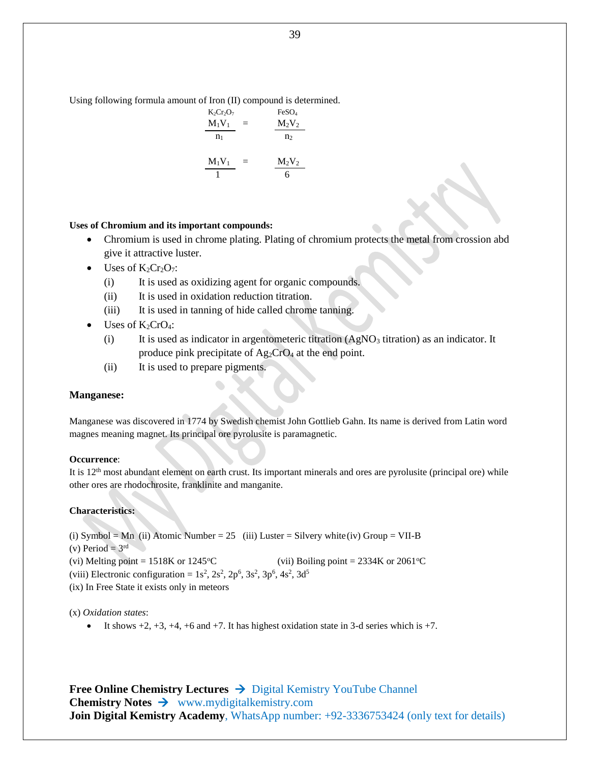Using following formula amount of Iron (II) compound is determined.

$$\underset{K_2Cr_2O_7}{\frac{M_1V_1}{n_1}} = \underset{FeSO_4}{\frac{M_2V_2}{n_2}}$$

$$\frac{M_1V_1}{1} = \frac{M_2V_2}{6}$$

**Uses of Chromium and its important compounds:**

- Chromium is used in chrome plating. Plating of chromium protects the metal from crossion abd give it attractive luster.
- Uses of $K_2Cr_2O_7$:
  - (i) It is used as oxidizing agent for organic compounds.
  - (ii) It is used in oxidation reduction titration.
  - (iii) It is used in tanning of hide called chrome tanning.
- Uses of $K_2CrO_4$:
  - (i) It is used as indicator in argentometeric titration ($AgNO_3$ titration) as an indicator. It produce pink precipitate of $Ag_2CrO_4$ at the end point.
  - (ii) It is used to prepare pigments.

## Manganese:

Manganese was discovered in 1774 by Swedish chemist John Gottlieb Gahn. Its name is derived from Latin word magnes meaning magnet. Its principal ore pyrolusite is paramagnetic.

**Occurrence**:
It is 12th most abundant element on earth crust. Its important minerals and ores are pyrolusite (principal ore) while other ores are rhodochrosite, franklinite and manganite.

**Characteristics:**

(i) Symbol = Mn (ii) Atomic Number = 25 (iii) Luster = Silvery white (iv) Group = VII-B
(v) Period = 3rd
(vi) Melting point = 1518K or 1245°C (vii) Boiling point = 2334K or 2061°C
(viii) Electronic configuration = $1s^2, 2s^2, 2p^6, 3s^2, 3p^6, 4s^2, 3d^5$
(ix) In Free State it exists only in meteors

(x) *Oxidation states*:

- It shows +2, +3, +4, +6 and +7. It has highest oxidation state in 3-d series which is +7.

**Free Online Chemistry Lectures** → Digital Kemistry YouTube Channel
**Chemistry Notes** → www.mydigitalkemistry.com
**Join Digital Kemistry Academy**, WhatsApp number: +92-3336753424 (only text for details)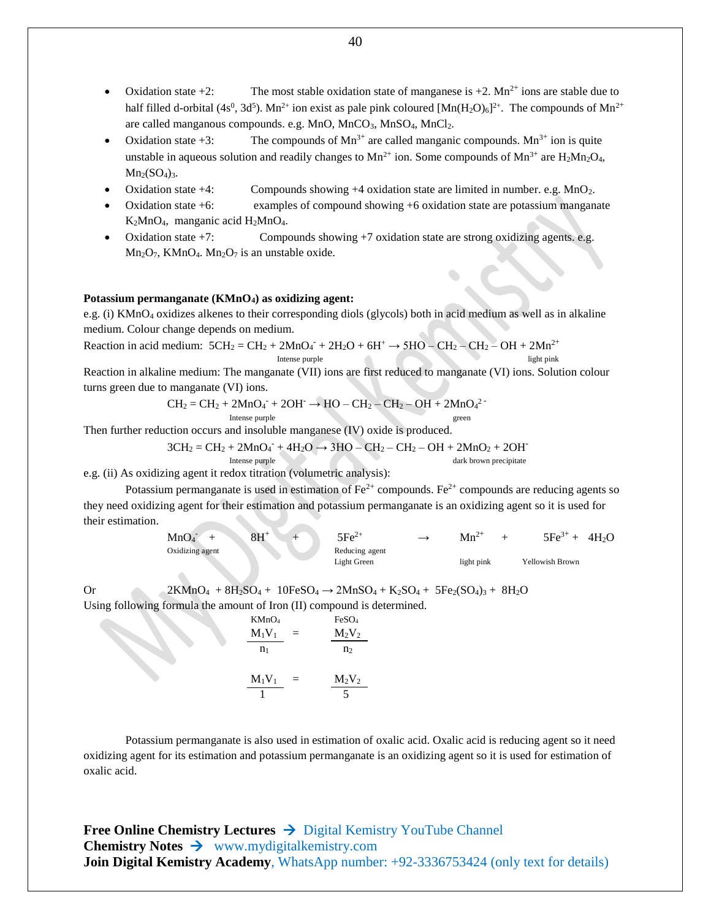- Oxidation state +2: The most stable oxidation state of manganese is +2. $Mn^{2+}$ ions are stable due to half filled d-orbital ($4s^0$, $3d^5$). $Mn^{2+}$ ion exist as pale pink coloured $[Mn(H_2O)_6]^{2+}$. The compounds of $Mn^{2+}$ are called manganous compounds. e.g. $MnO$, $MnCO_3$, $MnSO_4$, $MnCl_2$.
- Oxidation state +3: The compounds of $Mn^{3+}$ are called manganic compounds. $Mn^{3+}$ ion is quite unstable in aqueous solution and readily changes to $Mn^{2+}$ ion. Some compounds of $Mn^{3+}$ are $H_2Mn_2O_4$, $Mn_2(SO_4)_3$.
- Oxidation state +4: Compounds showing +4 oxidation state are limited in number. e.g. $MnO_2$.
- Oxidation state +6: examples of compound showing +6 oxidation state are potassium manganate $K_2MnO_4$, manganic acid $H_2MnO_4$.
- Oxidation state +7: Compounds showing +7 oxidation state are strong oxidizing agents. e.g. $Mn_2O_7$, $KMnO_4$. $Mn_2O_7$ is an unstable oxide.

**Potassium permanganate ($KMnO_4$) as oxidizing agent:**

e.g. (i) $KMnO_4$ oxidizes alkenes to their corresponding diols (glycols) both in acid medium as well as in alkaline medium. Colour change depends on medium.

Reaction in acid medium: $5CH_2 = CH_2 + \underset{\text{Intense purple}}{2MnO_4^-} + 2H_2O + 6H^+ \rightarrow 5HO - CH_2 - CH_2 - OH + \underset{\text{light pink}}{2Mn^{2+}}$

Reaction in alkaline medium: The manganate (VII) ions are first reduced to manganate (VI) ions. Solution colour turns green due to manganate (VI) ions.

$$CH_2 = CH_2 + \underset{\text{Intense purple}}{2MnO_4^-} + 2OH^- \rightarrow HO - CH_2 - CH_2 - OH + \underset{\text{green}}{2MnO_4^{2-}}$$

Then further reduction occurs and insoluble manganese (IV) oxide is produced.

$$3CH_2 = CH_2 + \underset{\text{Intense purple}}{2MnO_4^-} + 4H_2O \rightarrow 3HO - CH_2 - CH_2 - OH + \underset{\text{dark brown precipitate}}{2MnO_2} + 2OH^-$$

e.g. (ii) As oxidizing agent it redox titration (volumetric analysis):

Potassium permanganate is used in estimation of $Fe^{2+}$ compounds. $Fe^{2+}$ compounds are reducing agents so they need oxidizing agent for their estimation and potassium permanganate is an oxidizing agent so it is used for their estimation.

$$\underset{\text{Oxidizing agent}}{MnO_4^-} + 8H^+ + \underset{\substack{\text{Reducing agent} \\ \text{Light Green}}}{5Fe^{2+}} \rightarrow \underset{\text{light pink}}{Mn^{2+}} + \underset{\text{Yellowish Brown}}{5Fe^{3+}} + 4H_2O$$

Or $2KMnO_4 + 8H_2SO_4 + 10FeSO_4 \rightarrow 2MnSO_4 + K_2SO_4 + 5Fe_2(SO_4)_3 + 8H_2O$

Using following formula the amount of Iron (II) compound is determined.

$$\underset{KMnO_4}{\frac{M_1V_1}{n_1}} = \underset{FeSO_4}{\frac{M_2V_2}{n_2}}$$

$$\frac{M_1V_1}{1} = \frac{M_2V_2}{5}$$

Potassium permanganate is also used in estimation of oxalic acid. Oxalic acid is reducing agent so it need oxidizing agent for its estimation and potassium permanganate is an oxidizing agent so it is used for estimation of oxalic acid.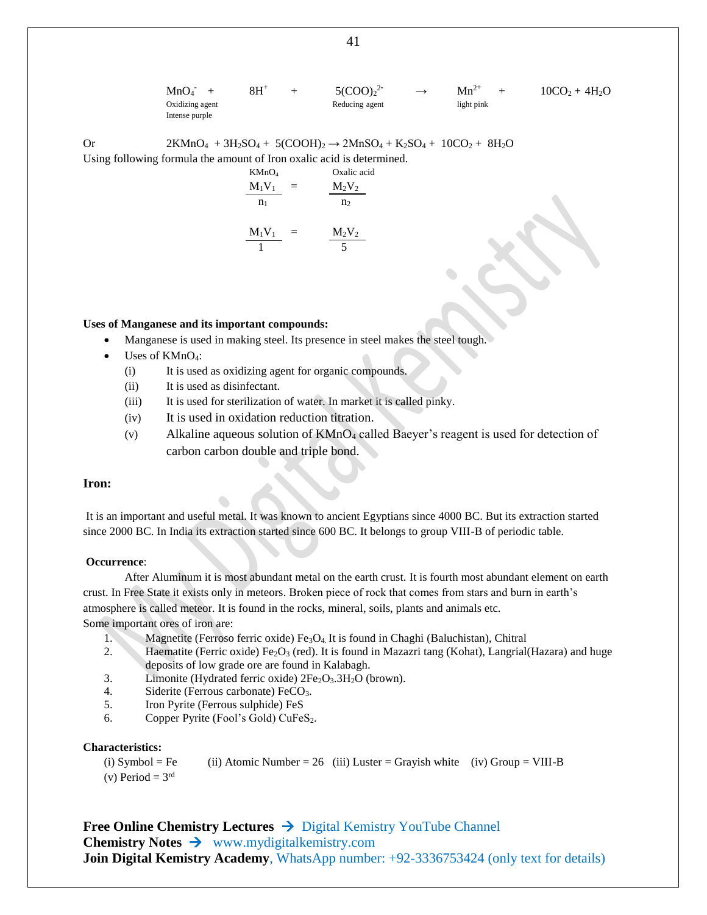$$\underset{\substack{\text{Oxidizing agent} \\ \text{Intense purple}}}{MnO_4^-} + 8H^+ + \underset{\text{Reducing agent}}{5(COO)_2^{2-}} \rightarrow \underset{\text{light pink}}{Mn^{2+}} + 10CO_2 + 4H_2O$$

Or $2KMnO_4 + 3H_2SO_4 + 5(COOH)_2 \rightarrow 2MnSO_4 + K_2SO_4 + 10CO_2 + 8H_2O$

Using following formula the amount of Iron oxalic acid is determined.

$$\underset{KMnO_4}{\frac{M_1V_1}{n_1}} = \underset{\text{Oxalic acid}}{\frac{M_2V_2}{n_2}}$$

$$\frac{M_1V_1}{1} = \frac{M_2V_2}{5}$$

**Uses of Manganese and its important compounds:**

- Manganese is used in making steel. Its presence in steel makes the steel tough.
- Uses of $KMnO_4$:
  - (i) It is used as oxidizing agent for organic compounds.
  - (ii) It is used as disinfectant.
  - (iii) It is used for sterilization of water. In market it is called pinky.
  - (iv) It is used in oxidation reduction titration.
  - (v) Alkaline aqueous solution of $KMnO_4$ called Baeyer's reagent is used for detection of carbon carbon double and triple bond.

**Iron:**

It is an important and useful metal. It was known to ancient Egyptians since 4000 BC. But its extraction started since 2000 BC. In India its extraction started since 600 BC. It belongs to group VIII-B of periodic table.

**Occurrence**:

After Aluminum it is most abundant metal on the earth crust. It is fourth most abundant element on earth crust. In Free State it exists only in meteors. Broken piece of rock that comes from stars and burn in earth's atmosphere is called meteor. It is found in the rocks, mineral, soils, plants and animals etc.

Some important ores of iron are:

1. Magnetite (Ferroso ferric oxide) $Fe_3O_4$. It is found in Chaghi (Baluchistan), Chitral
2. Haematite (Ferric oxide) $Fe_2O_3$ (red). It is found in Mazazri tang (Kohat), Langrial(Hazara) and huge deposits of low grade ore are found in Kalabagh.
3. Limonite (Hydrated ferric oxide) $2Fe_2O_3.3H_2O$ (brown).
4. Siderite (Ferrous carbonate) $FeCO_3$.
5. Iron Pyrite (Ferrous sulphide) FeS
6. Copper Pyrite (Fool's Gold) $CuFeS_2$.

**Characteristics:**

(i) Symbol = Fe (ii) Atomic Number = 26 (iii) Luster = Grayish white (iv) Group = VIII-B

(v) Period = $3^{rd}$

**Free Online Chemistry Lectures** → Digital Kemistry YouTube Channel
**Chemistry Notes** → www.mydigitalkemistry.com
**Join Digital Kemistry Academy**, WhatsApp number: +92-3336753424 (only text for details)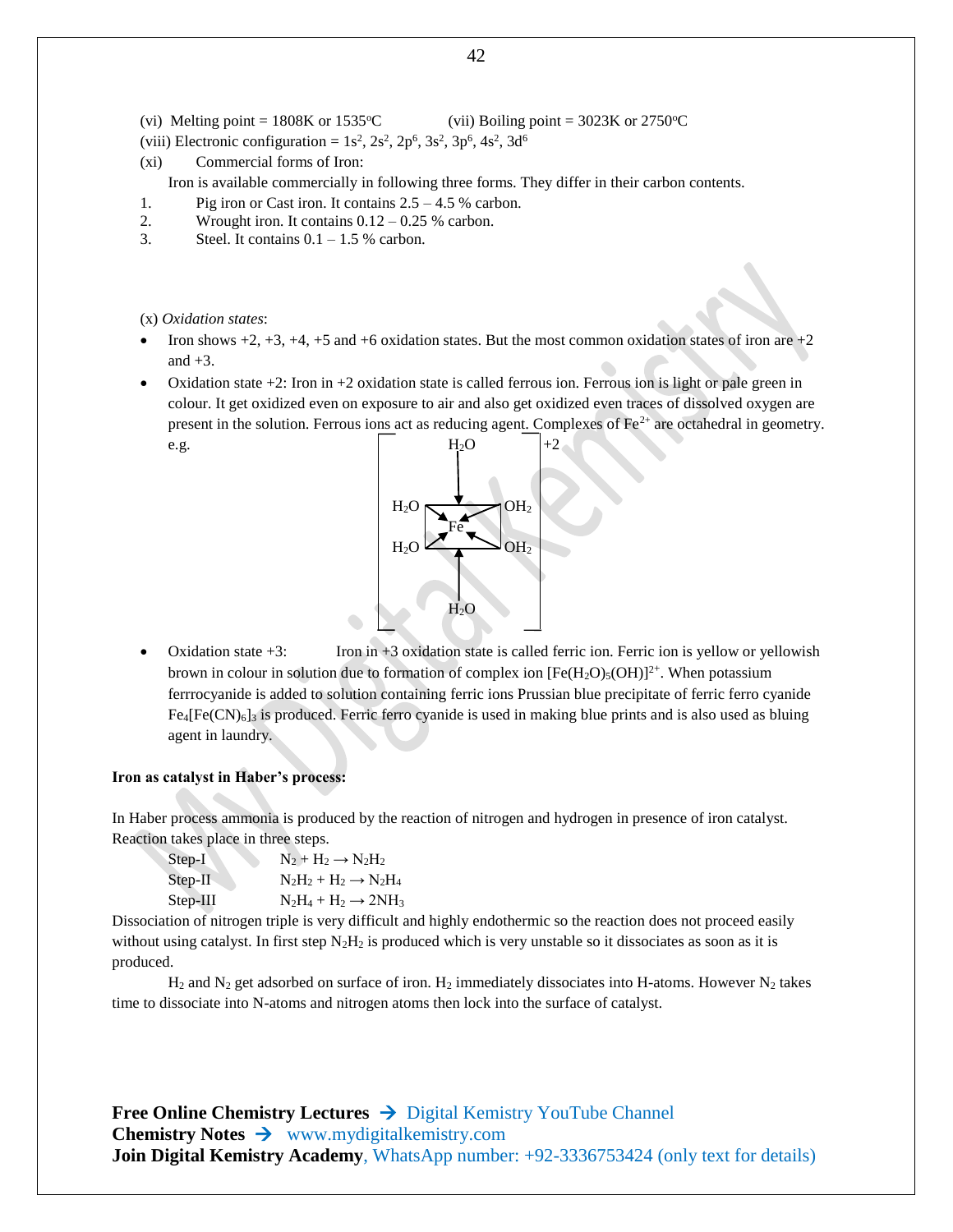(vi) Melting point = 1808K or 1535°C (vii) Boiling point = 3023K or 2750°C

(viii) Electronic configuration = $1s^2, 2s^2, 2p^6, 3s^2, 3p^6, 4s^2, 3d^6$

(xi) Commercial forms of Iron:

Iron is available commercially in following three forms. They differ in their carbon contents.

1. Pig iron or Cast iron. It contains 2.5 – 4.5 % carbon.
2. Wrought iron. It contains 0.12 – 0.25 % carbon.
3. Steel. It contains 0.1 – 1.5 % carbon.

(x) *Oxidation states*:

- Iron shows +2, +3, +4, +5 and +6 oxidation states. But the most common oxidation states of iron are +2 and +3.
- Oxidation state +2: Iron in +2 oxidation state is called ferrous ion. Ferrous ion is light or pale green in colour. It get oxidized even on exposure to air and also get oxidized even traces of dissolved oxygen are present in the solution. Ferrous ions act as reducing agent. Complexes of $Fe^{2+}$ are octahedral in geometry. e.g. $[Fe(H_2O)_6]^{+2}$

- Oxidation state +3: Iron in +3 oxidation state is called ferric ion. Ferric ion is yellow or yellowish brown in colour in solution due to formation of complex ion $[Fe(H_2O)_5(OH)]^{2+}$. When potassium ferrrocyanide is added to solution containing ferric ions Prussian blue precipitate of ferric ferro cyanide $Fe_4[Fe(CN)_6]_3$ is produced. Ferric ferro cyanide is used in making blue prints and is also used as bluing agent in laundry.

**Iron as catalyst in Haber's process:**

In Haber process ammonia is produced by the reaction of nitrogen and hydrogen in presence of iron catalyst. Reaction takes place in three steps.

Step-I $N_2 + H_2 \rightarrow N_2H_2$

Step-II $N_2H_2 + H_2 \rightarrow N_2H_4$

Step-III $N_2H_4 + H_2 \rightarrow 2NH_3$

Dissociation of nitrogen triple is very difficult and highly endothermic so the reaction does not proceed easily without using catalyst. In first step $N_2H_2$ is produced which is very unstable so it dissociates as soon as it is produced.

$H_2$ and $N_2$ get adsorbed on surface of iron. $H_2$ immediately dissociates into H-atoms. However $N_2$ takes time to dissociate into N-atoms and nitrogen atoms then lock into the surface of catalyst.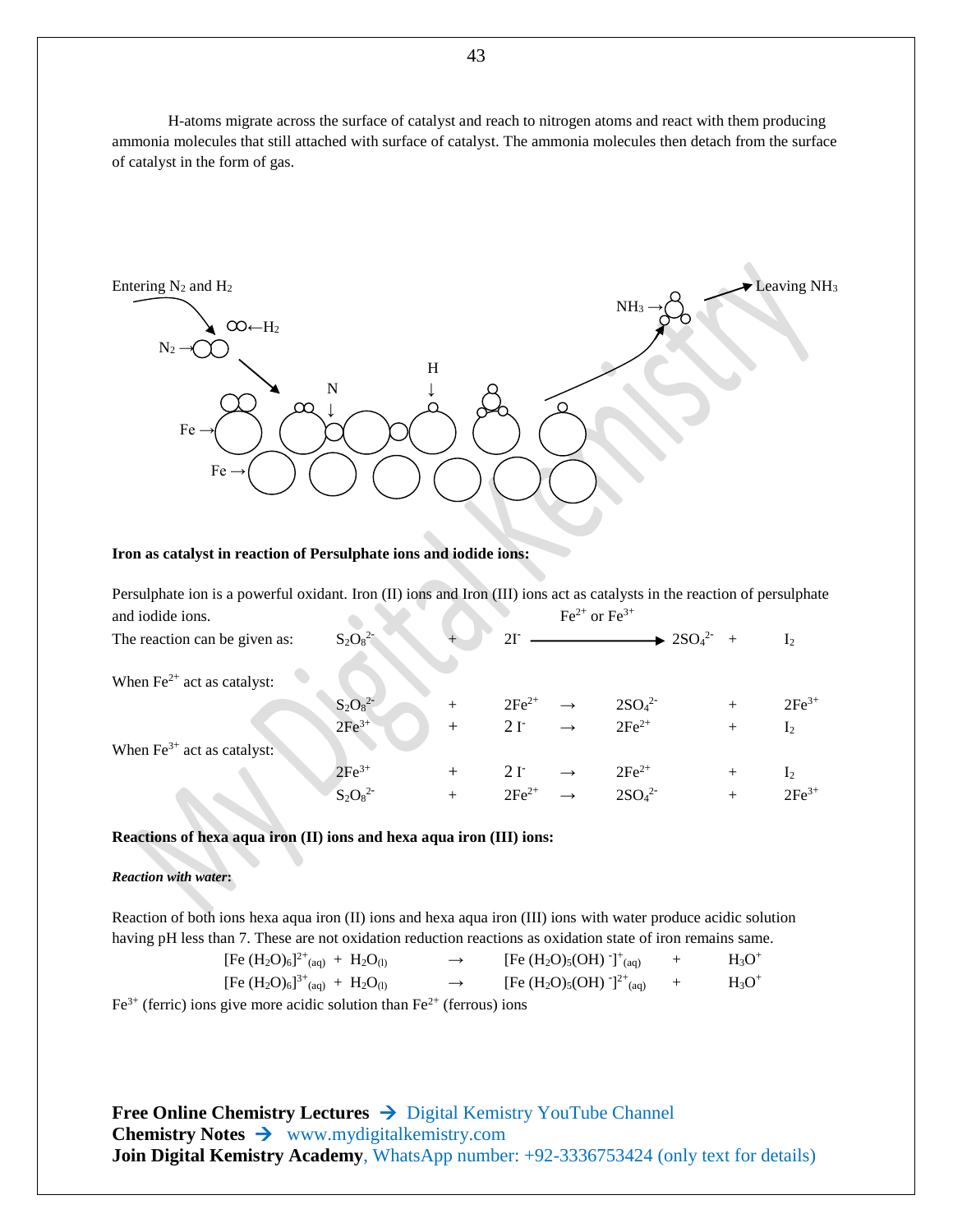H-atoms migrate across the surface of catalyst and reach to nitrogen atoms and react with them producing ammonia molecules that still attached with surface of catalyst. The ammonia molecules then detach from the surface of catalyst in the form of gas.

Entering $N_2$ and $H_2$ — Leaving $NH_3$

**Iron as catalyst in reaction of Persulphate ions and iodide ions:**

Persulphate ion is a powerful oxidant. Iron (II) ions and Iron (III) ions act as catalysts in the reaction of persulphate and iodide ions.

The reaction can be given as:

$$S_2O_8^{2-} + 2I^- \xrightarrow{Fe^{2+} \text{ or } Fe^{3+}} 2SO_4^{2-} + I_2$$

When $Fe^{2+}$ act as catalyst:

$$S_2O_8^{2-} + 2Fe^{2+} \rightarrow 2SO_4^{2-} + 2Fe^{3+}$$
$$2Fe^{3+} + 2I^- \rightarrow 2Fe^{2+} + I_2$$

When $Fe^{3+}$ act as catalyst:

$$2Fe^{3+} + 2I^- \rightarrow 2Fe^{2+} + I_2$$
$$S_2O_8^{2-} + 2Fe^{2+} \rightarrow 2SO_4^{2-} + 2Fe^{3+}$$

**Reactions of hexa aqua iron (II) ions and hexa aqua iron (III) ions:**

***Reaction with water:***

Reaction of both ions hexa aqua iron (II) ions and hexa aqua iron (III) ions with water produce acidic solution having pH less than 7. These are not oxidation reduction reactions as oxidation state of iron remains same.

$$[Fe(H_2O)_6]^{2+}_{(aq)} + H_2O_{(l)} \rightarrow [Fe(H_2O)_5(OH)^-]^{+}_{(aq)} + H_3O^+$$
$$[Fe(H_2O)_6]^{3+}_{(aq)} + H_2O_{(l)} \rightarrow [Fe(H_2O)_5(OH)^-]^{2+}_{(aq)} + H_3O^+$$

$Fe^{3+}$ (ferric) ions give more acidic solution than $Fe^{2+}$ (ferrous) ions

**Free Online Chemistry Lectures** → Digital Kemistry YouTube Channel
**Chemistry Notes** → www.mydigitalkemistry.com
**Join Digital Kemistry Academy**, WhatsApp number: +92-3336753424 (only text for details)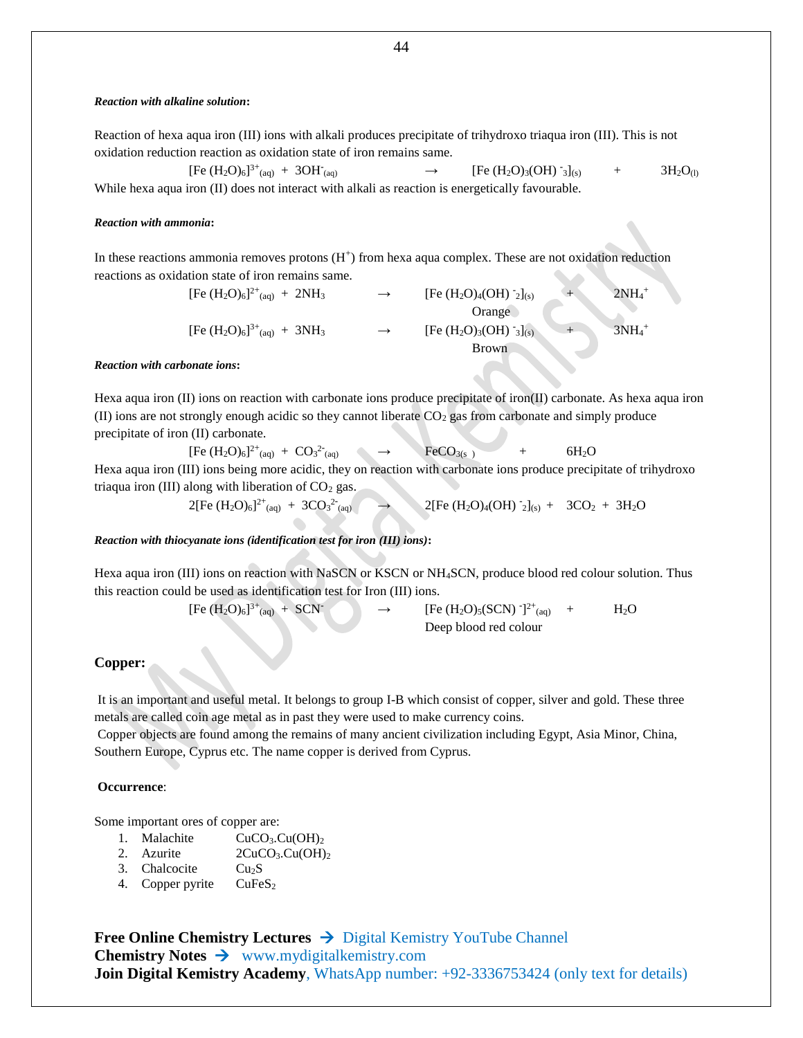***Reaction with alkaline solution*:**

Reaction of hexa aqua iron (III) ions with alkali produces precipitate of trihydroxo triaqua iron (III). This is not oxidation reduction reaction as oxidation state of iron remains same.

$$[Fe(H_2O)_6]^{3+}_{(aq)} + 3OH^-_{(aq)} \rightarrow [Fe(H_2O)_3(OH)^-_3]_{(s)} + 3H_2O_{(l)}$$

While hexa aqua iron (II) does not interact with alkali as reaction is energetically favourable.

***Reaction with ammonia*:**

In these reactions ammonia removes protons ($H^+$) from hexa aqua complex. These are not oxidation reduction reactions as oxidation state of iron remains same.

$$[Fe(H_2O)_6]^{2+}_{(aq)} + 2NH_3 \rightarrow [Fe(H_2O)_4(OH)^-_2]_{(s)} + 2NH_4^+$$

Orange

$$[Fe(H_2O)_6]^{3+}_{(aq)} + 3NH_3 \rightarrow [Fe(H_2O)_3(OH)^-_3]_{(s)} + 3NH_4^+$$

Brown

***Reaction with carbonate ions*:**

Hexa aqua iron (II) ions on reaction with carbonate ions produce precipitate of iron(II) carbonate. As hexa aqua iron (II) ions are not strongly enough acidic so they cannot liberate $CO_2$ gas from carbonate and simply produce precipitate of iron (II) carbonate.

$$[Fe(H_2O)_6]^{2+}_{(aq)} + CO_3^{2-}{}_{(aq)} \rightarrow FeCO_{3(s)} + 6H_2O$$

Hexa aqua iron (III) ions being more acidic, they on reaction with carbonate ions produce precipitate of trihydroxo triaqua iron (III) along with liberation of $CO_2$ gas.

$$2[Fe(H_2O)_6]^{2+}_{(aq)} + 3CO_3^{2-}{}_{(aq)} \rightarrow 2[Fe(H_2O)_4(OH)^-_2]_{(s)} + 3CO_2 + 3H_2O$$

***Reaction with thiocyanate ions (identification test for iron (III) ions)*:**

Hexa aqua iron (III) ions on reaction with NaSCN or KSCN or $NH_4SCN$, produce blood red colour solution. Thus this reaction could be used as identification test for Iron (III) ions.

$$[Fe(H_2O)_6]^{3+}_{(aq)} + SCN^- \rightarrow [Fe(H_2O)_5(SCN)^-]^{2+}_{(aq)} + H_2O$$

Deep blood red colour

## Copper:

It is an important and useful metal. It belongs to group I-B which consist of copper, silver and gold. These three metals are called coin age metal as in past they were used to make currency coins.

Copper objects are found among the remains of many ancient civilization including Egypt, Asia Minor, China, Southern Europe, Cyprus etc. The name copper is derived from Cyprus.

**Occurrence**:

Some important ores of copper are:

1. Malachite $CuCO_3.Cu(OH)_2$
2. Azurite $2CuCO_3.Cu(OH)_2$
3. Chalcocite $Cu_2S$
4. Copper pyrite $CuFeS_2$

**Free Online Chemistry Lectures** → Digital Kemistry YouTube Channel
**Chemistry Notes** → www.mydigitalkemistry.com
**Join Digital Kemistry Academy**, WhatsApp number: +92-3336753424 (only text for details)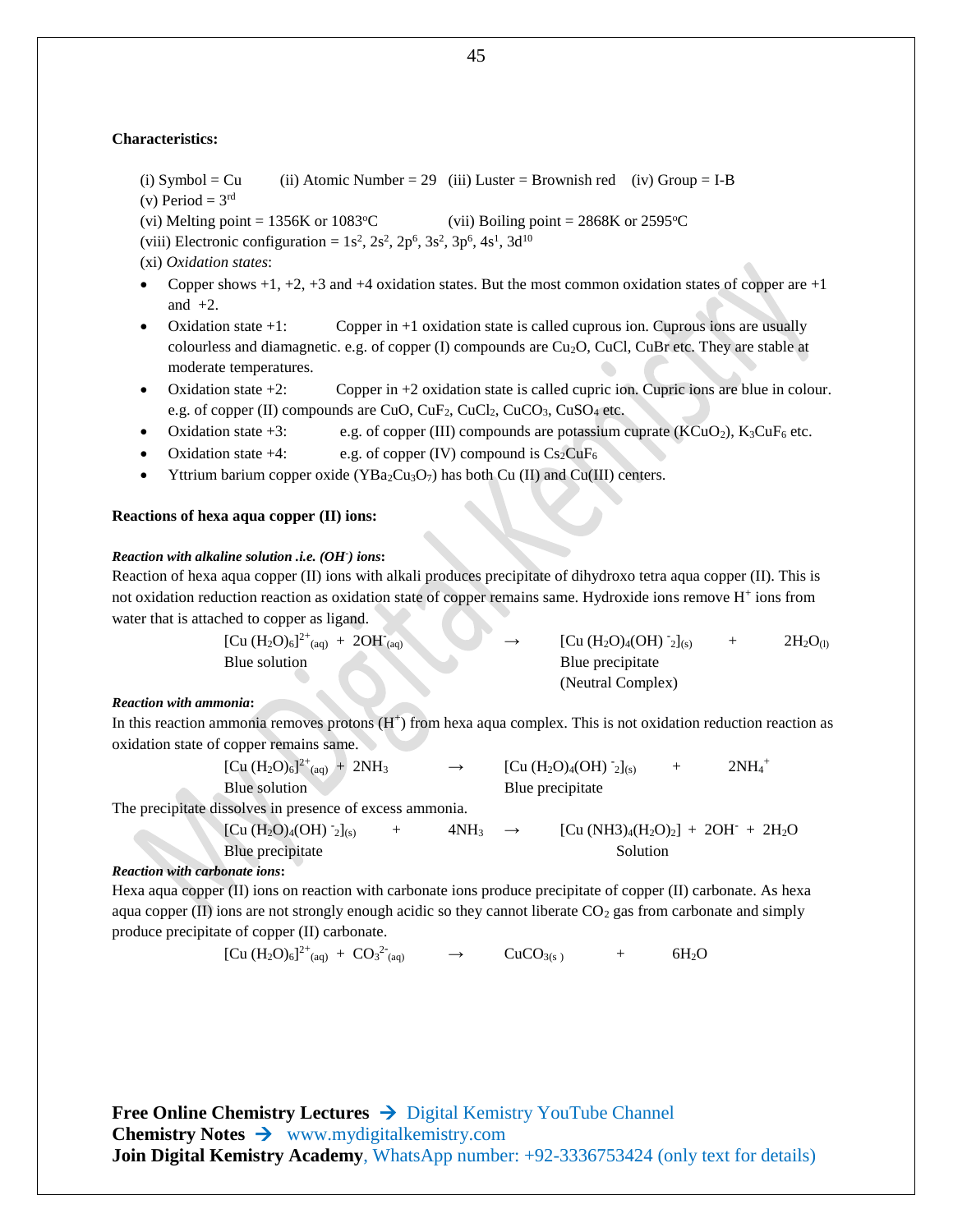**Characteristics:**

(i) Symbol = Cu (ii) Atomic Number = 29 (iii) Luster = Brownish red (iv) Group = I-B
(v) Period = $3^{rd}$
(vi) Melting point = 1356K or 1083°C (vii) Boiling point = 2868K or 2595°C
(viii) Electronic configuration = $1s^2, 2s^2, 2p^6, 3s^2, 3p^6, 4s^1, 3d^{10}$
(xi) *Oxidation states*:

- Copper shows +1, +2, +3 and +4 oxidation states. But the most common oxidation states of copper are +1 and +2.
- Oxidation state +1: Copper in +1 oxidation state is called cuprous ion. Cuprous ions are usually colourless and diamagnetic. e.g. of copper (I) compounds are $Cu_2O$, CuCl, CuBr etc. They are stable at moderate temperatures.
- Oxidation state +2: Copper in +2 oxidation state is called cupric ion. Cupric ions are blue in colour. e.g. of copper (II) compounds are CuO, $CuF_2$, $CuCl_2$, $CuCO_3$, $CuSO_4$ etc.
- Oxidation state +3: e.g. of copper (III) compounds are potassium cuprate ($KCuO_2$), $K_3CuF_6$ etc.
- Oxidation state +4: e.g. of copper (IV) compound is $Cs_2CuF_6$
- Yttrium barium copper oxide ($YBa_2Cu_3O_7$) has both Cu (II) and Cu(III) centers.

**Reactions of hexa aqua copper (II) ions:**

***Reaction with alkaline solution .i.e. ($OH^-$) ions*:**

Reaction of hexa aqua copper (II) ions with alkali produces precipitate of dihydroxo tetra aqua copper (II). This is not oxidation reduction reaction as oxidation state of copper remains same. Hydroxide ions remove $H^+$ ions from water that is attached to copper as ligand.

$$[Cu(H_2O)_6]^{2+}_{(aq)} + 2OH^-_{(aq)} \rightarrow [Cu(H_2O)_4(OH)^-_2]_{(s)} + 2H_2O_{(l)}$$

Blue solution → Blue precipitate (Neutral Complex)

***Reaction with ammonia*:**

In this reaction ammonia removes protons ($H^+$) from hexa aqua complex. This is not oxidation reduction reaction as oxidation state of copper remains same.

$$[Cu(H_2O)_6]^{2+}_{(aq)} + 2NH_3 \rightarrow [Cu(H_2O)_4(OH)^-_2]_{(s)} + 2NH_4^+$$

Blue solution → Blue precipitate

The precipitate dissolves in presence of excess ammonia.

$$[Cu(H_2O)_4(OH)^-_2]_{(s)} + 4NH_3 \rightarrow [Cu(NH_3)_4(H_2O)_2] + 2OH^- + 2H_2O$$

Blue precipitate → Solution

***Reaction with carbonate ions*:**

Hexa aqua copper (II) ions on reaction with carbonate ions produce precipitate of copper (II) carbonate. As hexa aqua copper (II) ions are not strongly enough acidic so they cannot liberate $CO_2$ gas from carbonate and simply produce precipitate of copper (II) carbonate.

$$[Cu(H_2O)_6]^{2+}_{(aq)} + CO_3^{2-}{}_{(aq)} \rightarrow CuCO_{3(s)} + 6H_2O$$

**Free Online Chemistry Lectures** → Digital Kemistry YouTube Channel
**Chemistry Notes** → www.mydigitalkemistry.com
**Join Digital Kemistry Academy**, WhatsApp number: +92-3336753424 (only text for details)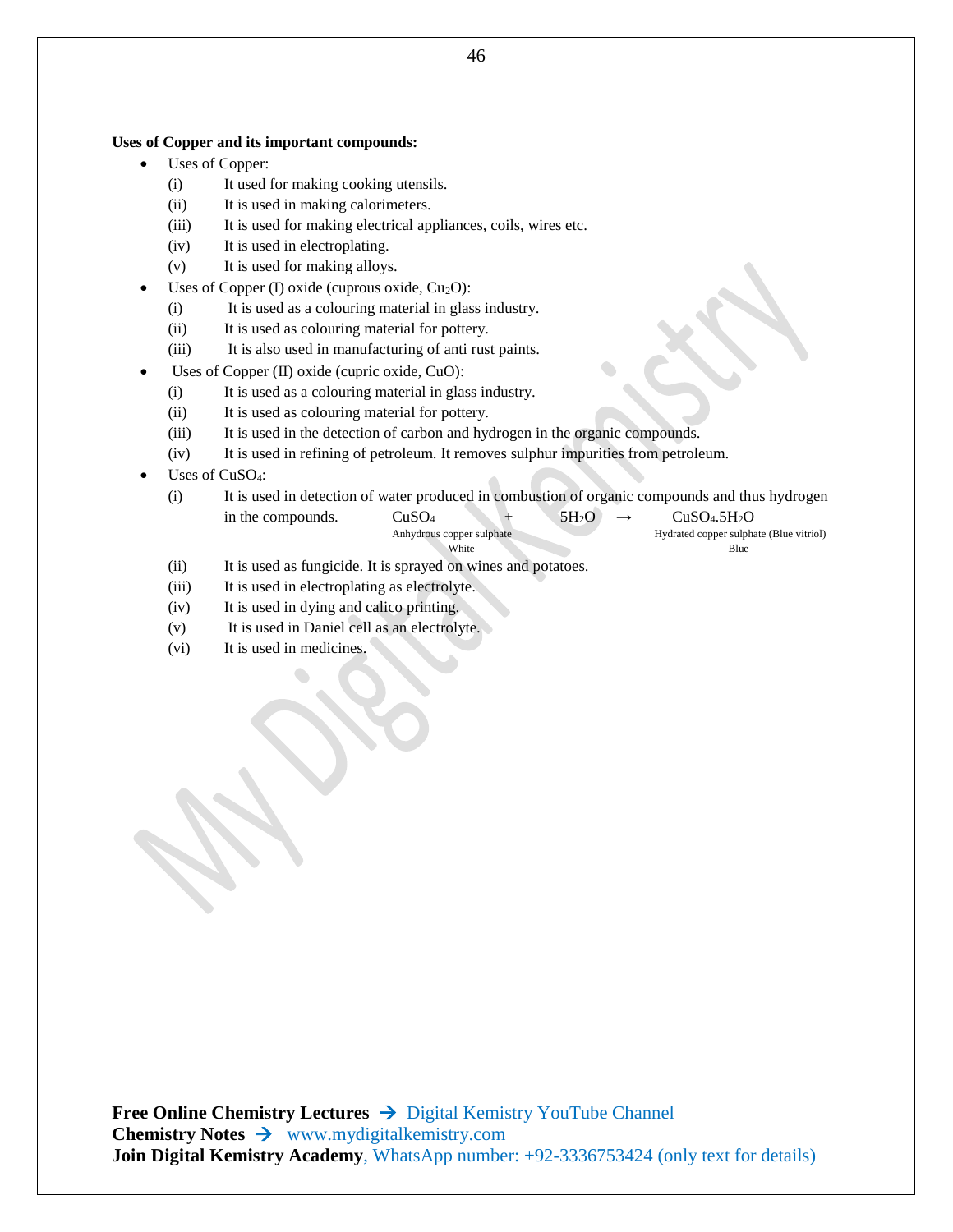**Uses of Copper and its important compounds:**

- Uses of Copper:
  - (i) It used for making cooking utensils.
  - (ii) It is used in making calorimeters.
  - (iii) It is used for making electrical appliances, coils, wires etc.
  - (iv) It is used in electroplating.
  - (v) It is used for making alloys.
- Uses of Copper (I) oxide (cuprous oxide, $Cu_2O$):
  - (i) It is used as a colouring material in glass industry.
  - (ii) It is used as colouring material for pottery.
  - (iii) It is also used in manufacturing of anti rust paints.
- Uses of Copper (II) oxide (cupric oxide, CuO):
  - (i) It is used as a colouring material in glass industry.
  - (ii) It is used as colouring material for pottery.
  - (iii) It is used in the detection of carbon and hydrogen in the organic compounds.
  - (iv) It is used in refining of petroleum. It removes sulphur impurities from petroleum.
- Uses of $CuSO_4$:
  - (i) It is used in detection of water produced in combustion of organic compounds and thus hydrogen in the compounds.

$$\underset{\text{Anhydrous copper sulphate (White)}}{CuSO_4} + 5H_2O \rightarrow \underset{\text{Hydrated copper sulphate (Blue vitriol) (Blue)}}{CuSO_4.5H_2O}$$

  - (ii) It is used as fungicide. It is sprayed on wines and potatoes.
  - (iii) It is used in electroplating as electrolyte.
  - (iv) It is used in dying and calico printing.
  - (v) It is used in Daniel cell as an electrolyte.
  - (vi) It is used in medicines.

**Free Online Chemistry Lectures** → Digital Kemistry YouTube Channel
**Chemistry Notes** → www.mydigitalkemistry.com
**Join Digital Kemistry Academy**, WhatsApp number: +92-3336753424 (only text for details)